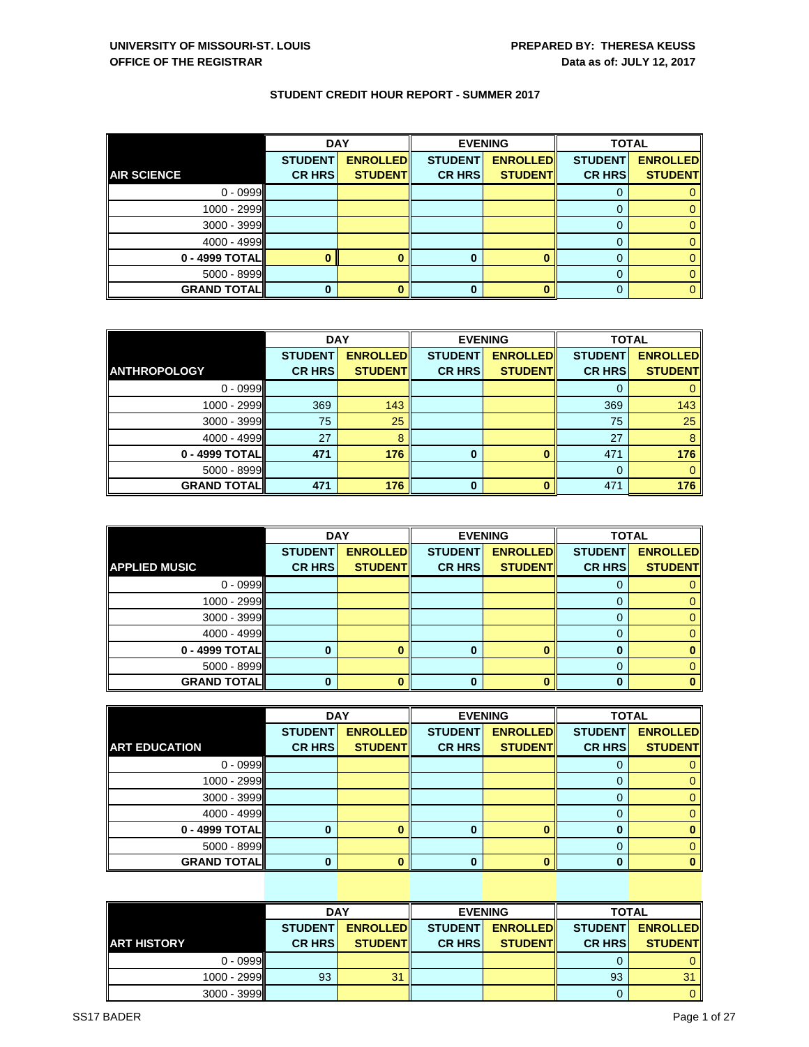**UNIVERSITY OF MISSOURI-ST. LOUIS**
**OFFICE OF THE REGISTRAR**

**PREPARED BY: THERESA KEUSS**
**Data as of: JULY 12, 2017**

## STUDENT CREDIT HOUR REPORT - SUMMER 2017

| | DAY | | EVENING | | TOTAL | |
|---|---|---|---|---|---|---|
| **AIR SCIENCE** | **STUDENT CR HRS** | **ENROLLED STUDENT** | **STUDENT CR HRS** | **ENROLLED STUDENT** | **STUDENT CR HRS** | **ENROLLED STUDENT** |
| 0 - 0999 | | | | | 0 | 0 |
| 1000 - 2999 | | | | | 0 | 0 |
| 3000 - 3999 | | | | | 0 | 0 |
| 4000 - 4999 | | | | | 0 | 0 |
| **0 - 4999 TOTAL** | **0** | **0** | **0** | **0** | 0 | 0 |
| 5000 - 8999 | | | | | 0 | 0 |
| **GRAND TOTAL** | **0** | **0** | **0** | **0** | 0 | 0 |

| | DAY | | EVENING | | TOTAL | |
|---|---|---|---|---|---|---|
| **ANTHROPOLOGY** | **STUDENT CR HRS** | **ENROLLED STUDENT** | **STUDENT CR HRS** | **ENROLLED STUDENT** | **STUDENT CR HRS** | **ENROLLED STUDENT** |
| 0 - 0999 | | | | | 0 | 0 |
| 1000 - 2999 | 369 | 143 | | | 369 | 143 |
| 3000 - 3999 | 75 | 25 | | | 75 | 25 |
| 4000 - 4999 | 27 | 8 | | | 27 | 8 |
| **0 - 4999 TOTAL** | **471** | **176** | **0** | **0** | 471 | **176** |
| 5000 - 8999 | | | | | 0 | 0 |
| **GRAND TOTAL** | **471** | **176** | **0** | **0** | 471 | **176** |

| | DAY | | EVENING | | TOTAL | |
|---|---|---|---|---|---|---|
| **APPLIED MUSIC** | **STUDENT CR HRS** | **ENROLLED STUDENT** | **STUDENT CR HRS** | **ENROLLED STUDENT** | **STUDENT CR HRS** | **ENROLLED STUDENT** |
| 0 - 0999 | | | | | 0 | 0 |
| 1000 - 2999 | | | | | 0 | 0 |
| 3000 - 3999 | | | | | 0 | 0 |
| 4000 - 4999 | | | | | 0 | 0 |
| **0 - 4999 TOTAL** | **0** | **0** | **0** | **0** | **0** | **0** |
| 5000 - 8999 | | | | | 0 | 0 |
| **GRAND TOTAL** | **0** | **0** | **0** | **0** | **0** | **0** |

| | DAY | | EVENING | | TOTAL | |
|---|---|---|---|---|---|---|
| **ART EDUCATION** | **STUDENT CR HRS** | **ENROLLED STUDENT** | **STUDENT CR HRS** | **ENROLLED STUDENT** | **STUDENT CR HRS** | **ENROLLED STUDENT** |
| 0 - 0999 | | | | | 0 | 0 |
| 1000 - 2999 | | | | | 0 | 0 |
| 3000 - 3999 | | | | | 0 | 0 |
| 4000 - 4999 | | | | | 0 | 0 |
| **0 - 4999 TOTAL** | **0** | **0** | **0** | **0** | **0** | **0** |
| 5000 - 8999 | | | | | 0 | 0 |
| **GRAND TOTAL** | **0** | **0** | **0** | **0** | **0** | **0** |

| | DAY | | EVENING | | TOTAL | |
|---|---|---|---|---|---|---|
| **ART HISTORY** | **STUDENT CR HRS** | **ENROLLED STUDENT** | **STUDENT CR HRS** | **ENROLLED STUDENT** | **STUDENT CR HRS** | **ENROLLED STUDENT** |
| 0 - 0999 | | | | | 0 | 0 |
| 1000 - 2999 | 93 | 31 | | | 93 | 31 |
| 3000 - 3999 | | | | | 0 | 0 |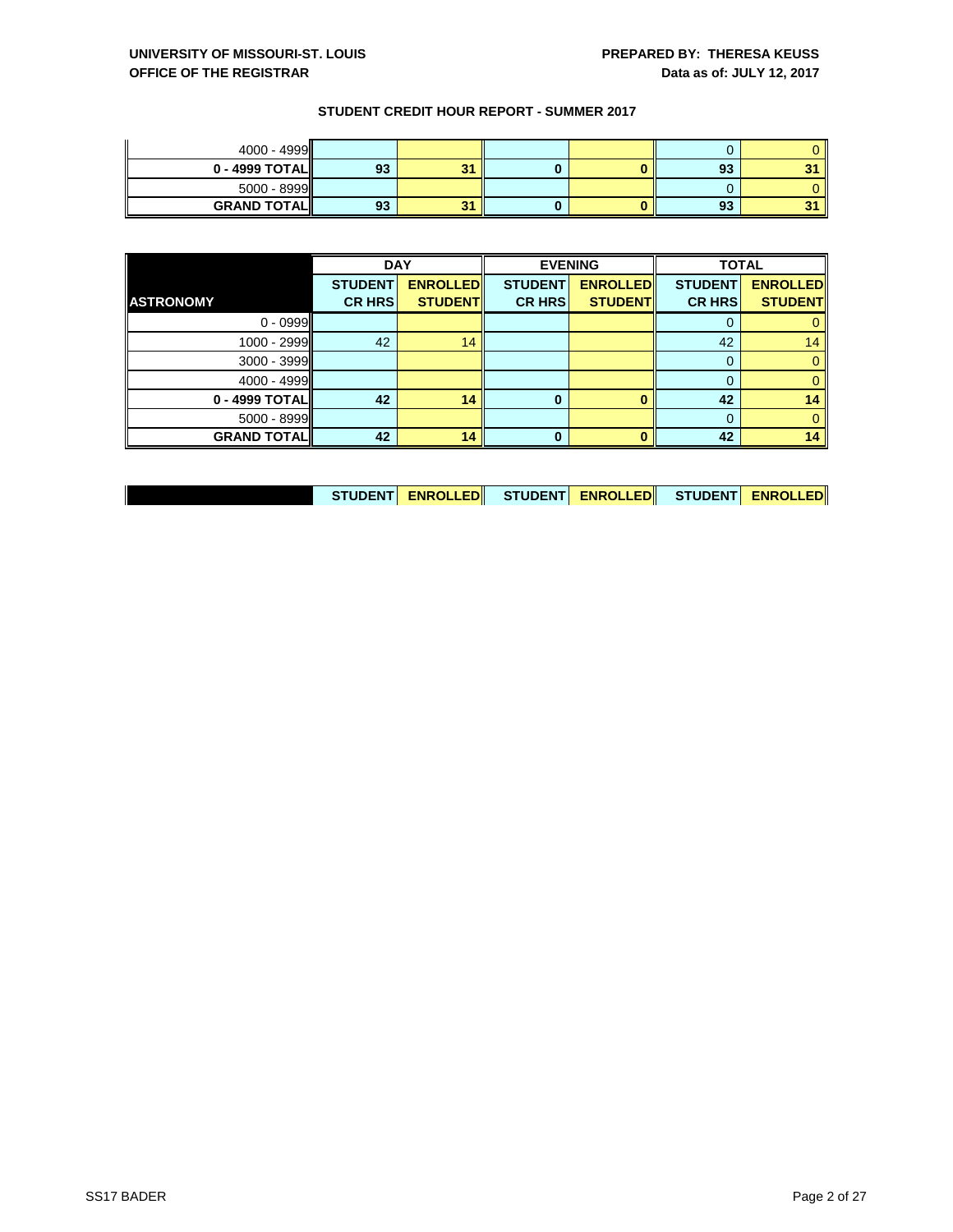## STUDENT CREDIT HOUR REPORT - SUMMER 2017

| | | | | | | |
|---|---|---|---|---|---|---|
| 4000 - 4999 | | | | | 0 | 0 |
| **0 - 4999 TOTAL** | **93** | **31** | **0** | **0** | **93** | **31** |
| 5000 - 8999 | | | | | 0 | 0 |
| **GRAND TOTAL** | **93** | **31** | **0** | **0** | **93** | **31** |

| | **DAY** | | **EVENING** | | **TOTAL** | |
|---|---|---|---|---|---|---|
| **ASTRONOMY** | **STUDENT CR HRS** | **ENROLLED STUDENT** | **STUDENT CR HRS** | **ENROLLED STUDENT** | **STUDENT CR HRS** | **ENROLLED STUDENT** |
| 0 - 0999 | | | | | 0 | 0 |
| 1000 - 2999 | 42 | 14 | | | 42 | 14 |
| 3000 - 3999 | | | | | 0 | 0 |
| 4000 - 4999 | | | | | 0 | 0 |
| **0 - 4999 TOTAL** | **42** | **14** | **0** | **0** | **42** | **14** |
| 5000 - 8999 | | | | | 0 | 0 |
| **GRAND TOTAL** | **42** | **14** | **0** | **0** | **42** | **14** |

| | **STUDENT** | **ENROLLED** | **STUDENT** | **ENROLLED** | **STUDENT** | **ENROLLED** |
|---|---|---|---|---|---|---|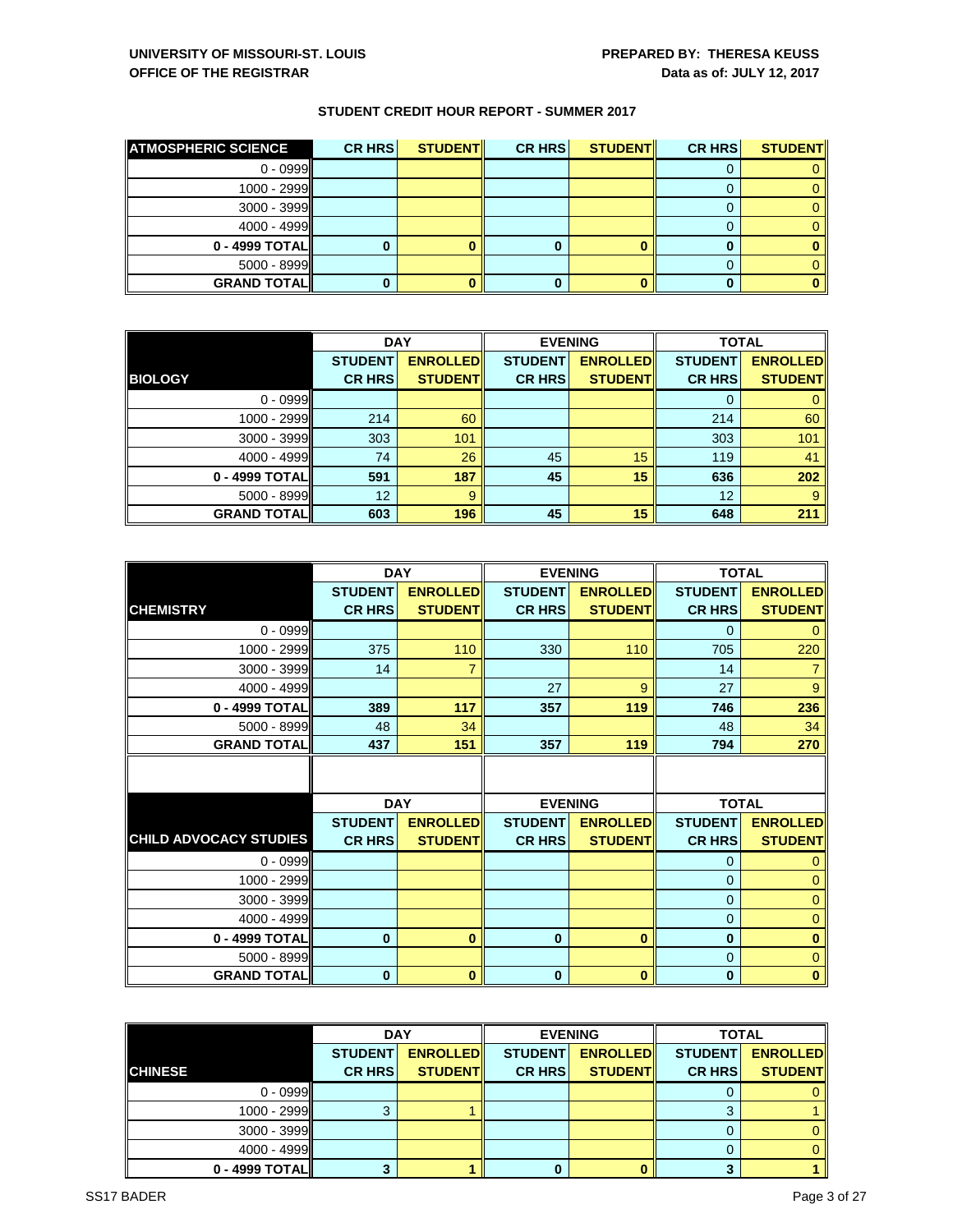**UNIVERSITY OF MISSOURI-ST. LOUIS**
**OFFICE OF THE REGISTRAR**

**PREPARED BY: THERESA KEUSS**
**Data as of: JULY 12, 2017**

## STUDENT CREDIT HOUR REPORT - SUMMER 2017

| ATMOSPHERIC SCIENCE | CR HRS | STUDENT | CR HRS | STUDENT | CR HRS | STUDENT |
|---|---|---|---|---|---|---|
| 0 - 0999 | | | | | 0 | 0 |
| 1000 - 2999 | | | | | 0 | 0 |
| 3000 - 3999 | | | | | 0 | 0 |
| 4000 - 4999 | | | | | 0 | 0 |
| **0 - 4999 TOTAL** | **0** | **0** | **0** | **0** | **0** | **0** |
| 5000 - 8999 | | | | | 0 | 0 |
| **GRAND TOTAL** | **0** | **0** | **0** | **0** | **0** | **0** |

| | DAY | | EVENING | | TOTAL | |
|---|---|---|---|---|---|---|
| **BIOLOGY** | STUDENT CR HRS | ENROLLED STUDENT | STUDENT CR HRS | ENROLLED STUDENT | STUDENT CR HRS | ENROLLED STUDENT |
| 0 - 0999 | | | | | 0 | 0 |
| 1000 - 2999 | 214 | 60 | | | 214 | 60 |
| 3000 - 3999 | 303 | 101 | | | 303 | 101 |
| 4000 - 4999 | 74 | 26 | 45 | 15 | 119 | 41 |
| **0 - 4999 TOTAL** | **591** | **187** | **45** | **15** | **636** | **202** |
| 5000 - 8999 | 12 | 9 | | | 12 | 9 |
| **GRAND TOTAL** | **603** | **196** | **45** | **15** | **648** | **211** |

| | DAY | | EVENING | | TOTAL | |
|---|---|---|---|---|---|---|
| **CHEMISTRY** | STUDENT CR HRS | ENROLLED STUDENT | STUDENT CR HRS | ENROLLED STUDENT | STUDENT CR HRS | ENROLLED STUDENT |
| 0 - 0999 | | | | | 0 | 0 |
| 1000 - 2999 | 375 | 110 | 330 | 110 | 705 | 220 |
| 3000 - 3999 | 14 | 7 | | | 14 | 7 |
| 4000 - 4999 | | | 27 | 9 | 27 | 9 |
| **0 - 4999 TOTAL** | **389** | **117** | **357** | **119** | **746** | **236** |
| 5000 - 8999 | 48 | 34 | | | 48 | 34 |
| **GRAND TOTAL** | **437** | **151** | **357** | **119** | **794** | **270** |

| | DAY | | EVENING | | TOTAL | |
|---|---|---|---|---|---|---|
| **CHILD ADVOCACY STUDIES** | STUDENT CR HRS | ENROLLED STUDENT | STUDENT CR HRS | ENROLLED STUDENT | STUDENT CR HRS | ENROLLED STUDENT |
| 0 - 0999 | | | | | 0 | 0 |
| 1000 - 2999 | | | | | 0 | 0 |
| 3000 - 3999 | | | | | 0 | 0 |
| 4000 - 4999 | | | | | 0 | 0 |
| **0 - 4999 TOTAL** | **0** | **0** | **0** | **0** | **0** | **0** |
| 5000 - 8999 | | | | | 0 | 0 |
| **GRAND TOTAL** | **0** | **0** | **0** | **0** | **0** | **0** |

| | DAY | | EVENING | | TOTAL | |
|---|---|---|---|---|---|---|
| **CHINESE** | STUDENT CR HRS | ENROLLED STUDENT | STUDENT CR HRS | ENROLLED STUDENT | STUDENT CR HRS | ENROLLED STUDENT |
| 0 - 0999 | | | | | 0 | 0 |
| 1000 - 2999 | 3 | 1 | | | 3 | 1 |
| 3000 - 3999 | | | | | 0 | 0 |
| 4000 - 4999 | | | | | 0 | 0 |
| **0 - 4999 TOTAL** | **3** | **1** | **0** | **0** | **3** | **1** |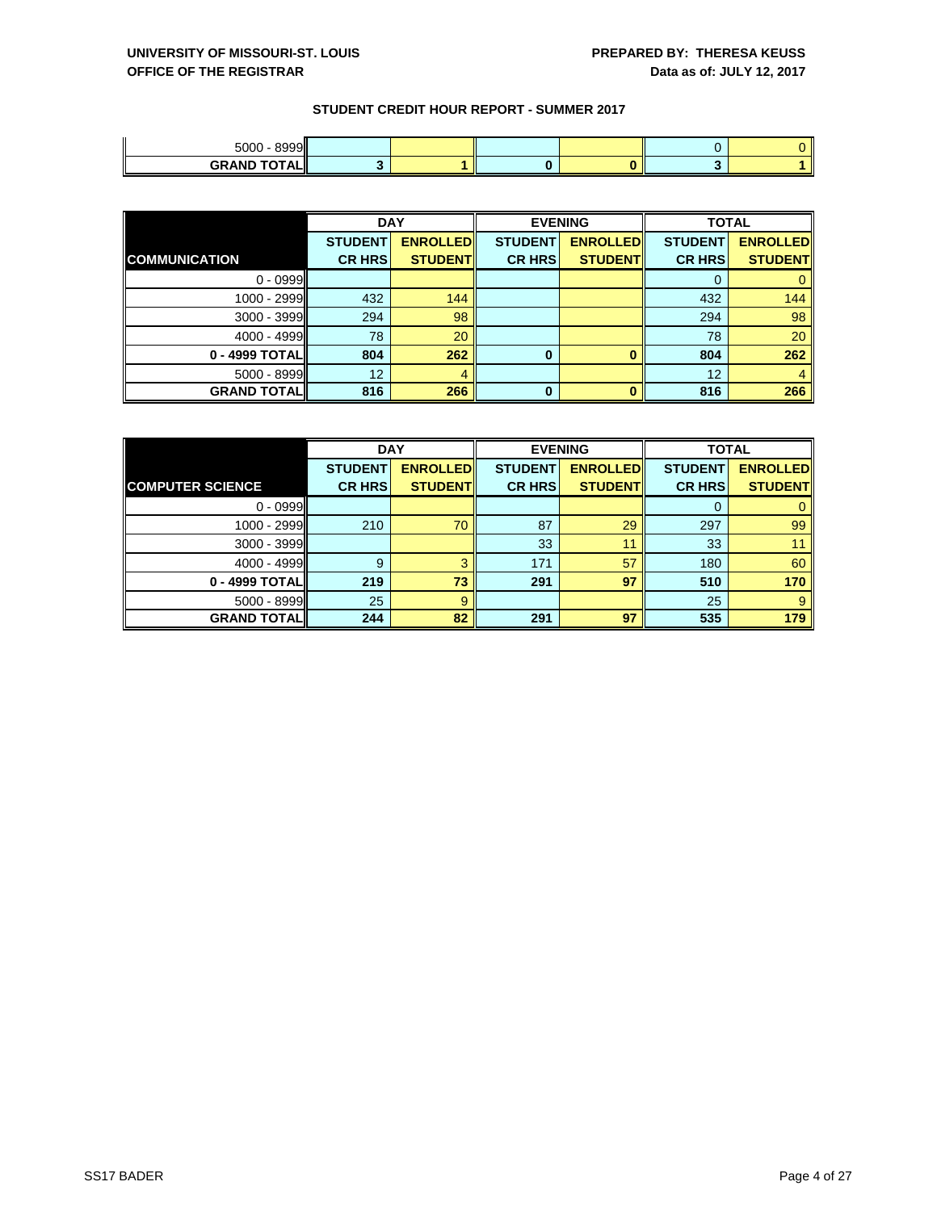**UNIVERSITY OF MISSOURI-ST. LOUIS**
**OFFICE OF THE REGISTRAR**

**PREPARED BY: THERESA KEUSS**
**Data as of: JULY 12, 2017**

## STUDENT CREDIT HOUR REPORT - SUMMER 2017

| | | | | | | |
|---|---|---|---|---|---|---|
| 5000 - 8999 | | | | | 0 | 0 |
| **GRAND TOTAL** | **3** | **1** | **0** | **0** | **3** | **1** |

| | DAY | | EVENING | | TOTAL | |
|---|---|---|---|---|---|---|
| **COMMUNICATION** | **STUDENT CR HRS** | **ENROLLED STUDENT** | **STUDENT CR HRS** | **ENROLLED STUDENT** | **STUDENT CR HRS** | **ENROLLED STUDENT** |
| 0 - 0999 | | | | | 0 | 0 |
| 1000 - 2999 | 432 | 144 | | | 432 | 144 |
| 3000 - 3999 | 294 | 98 | | | 294 | 98 |
| 4000 - 4999 | 78 | 20 | | | 78 | 20 |
| **0 - 4999 TOTAL** | **804** | **262** | **0** | **0** | **804** | **262** |
| 5000 - 8999 | 12 | 4 | | | 12 | 4 |
| **GRAND TOTAL** | **816** | **266** | **0** | **0** | **816** | **266** |

| | DAY | | EVENING | | TOTAL | |
|---|---|---|---|---|---|---|
| **COMPUTER SCIENCE** | **STUDENT CR HRS** | **ENROLLED STUDENT** | **STUDENT CR HRS** | **ENROLLED STUDENT** | **STUDENT CR HRS** | **ENROLLED STUDENT** |
| 0 - 0999 | | | | | 0 | 0 |
| 1000 - 2999 | 210 | 70 | 87 | 29 | 297 | 99 |
| 3000 - 3999 | | | 33 | 11 | 33 | 11 |
| 4000 - 4999 | 9 | 3 | 171 | 57 | 180 | 60 |
| **0 - 4999 TOTAL** | **219** | **73** | **291** | **97** | **510** | **170** |
| 5000 - 8999 | 25 | 9 | | | 25 | 9 |
| **GRAND TOTAL** | **244** | **82** | **291** | **97** | **535** | **179** |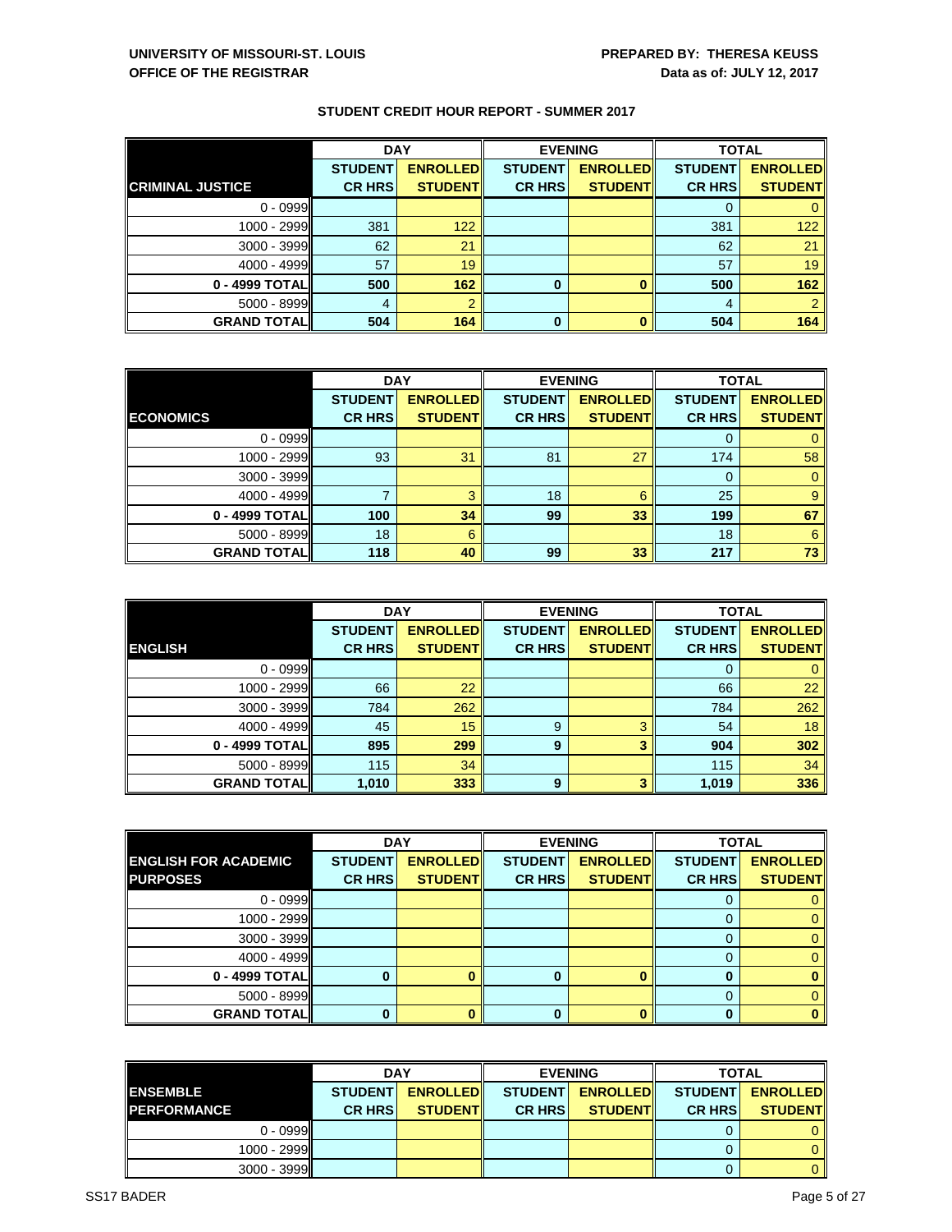UNIVERSITY OF MISSOURI-ST. LOUIS
OFFICE OF THE REGISTRAR

PREPARED BY: THERESA KEUSS
Data as of: JULY 12, 2017

## STUDENT CREDIT HOUR REPORT - SUMMER 2017

| CRIMINAL JUSTICE | DAY STUDENT CR HRS | DAY ENROLLED STUDENT | EVENING STUDENT CR HRS | EVENING ENROLLED STUDENT | TOTAL STUDENT CR HRS | TOTAL ENROLLED STUDENT |
|---|---|---|---|---|---|---|
| 0 - 0999 | | | | | 0 | 0 |
| 1000 - 2999 | 381 | 122 | | | 381 | 122 |
| 3000 - 3999 | 62 | 21 | | | 62 | 21 |
| 4000 - 4999 | 57 | 19 | | | 57 | 19 |
| **0 - 4999 TOTAL** | **500** | **162** | **0** | **0** | **500** | **162** |
| 5000 - 8999 | 4 | 2 | | | 4 | 2 |
| **GRAND TOTAL** | **504** | **164** | **0** | **0** | **504** | **164** |

| ECONOMICS | DAY STUDENT CR HRS | DAY ENROLLED STUDENT | EVENING STUDENT CR HRS | EVENING ENROLLED STUDENT | TOTAL STUDENT CR HRS | TOTAL ENROLLED STUDENT |
|---|---|---|---|---|---|---|
| 0 - 0999 | | | | | 0 | 0 |
| 1000 - 2999 | 93 | 31 | 81 | 27 | 174 | 58 |
| 3000 - 3999 | | | | | 0 | 0 |
| 4000 - 4999 | 7 | 3 | 18 | 6 | 25 | 9 |
| **0 - 4999 TOTAL** | **100** | **34** | **99** | **33** | **199** | **67** |
| 5000 - 8999 | 18 | 6 | | | 18 | 6 |
| **GRAND TOTAL** | **118** | **40** | **99** | **33** | **217** | **73** |

| ENGLISH | DAY STUDENT CR HRS | DAY ENROLLED STUDENT | EVENING STUDENT CR HRS | EVENING ENROLLED STUDENT | TOTAL STUDENT CR HRS | TOTAL ENROLLED STUDENT |
|---|---|---|---|---|---|---|
| 0 - 0999 | | | | | 0 | 0 |
| 1000 - 2999 | 66 | 22 | | | 66 | 22 |
| 3000 - 3999 | 784 | 262 | | | 784 | 262 |
| 4000 - 4999 | 45 | 15 | 9 | 3 | 54 | 18 |
| **0 - 4999 TOTAL** | **895** | **299** | **9** | **3** | **904** | **302** |
| 5000 - 8999 | 115 | 34 | | | 115 | 34 |
| **GRAND TOTAL** | **1,010** | **333** | **9** | **3** | **1,019** | **336** |

| ENGLISH FOR ACADEMIC PURPOSES | DAY STUDENT CR HRS | DAY ENROLLED STUDENT | EVENING STUDENT CR HRS | EVENING ENROLLED STUDENT | TOTAL STUDENT CR HRS | TOTAL ENROLLED STUDENT |
|---|---|---|---|---|---|---|
| 0 - 0999 | | | | | 0 | 0 |
| 1000 - 2999 | | | | | 0 | 0 |
| 3000 - 3999 | | | | | 0 | 0 |
| 4000 - 4999 | | | | | 0 | 0 |
| **0 - 4999 TOTAL** | **0** | **0** | **0** | **0** | **0** | **0** |
| 5000 - 8999 | | | | | 0 | 0 |
| **GRAND TOTAL** | **0** | **0** | **0** | **0** | **0** | **0** |

| ENSEMBLE PERFORMANCE | DAY STUDENT CR HRS | DAY ENROLLED STUDENT | EVENING STUDENT CR HRS | EVENING ENROLLED STUDENT | TOTAL STUDENT CR HRS | TOTAL ENROLLED STUDENT |
|---|---|---|---|---|---|---|
| 0 - 0999 | | | | | 0 | 0 |
| 1000 - 2999 | | | | | 0 | 0 |
| 3000 - 3999 | | | | | 0 | 0 |

SS17 BADER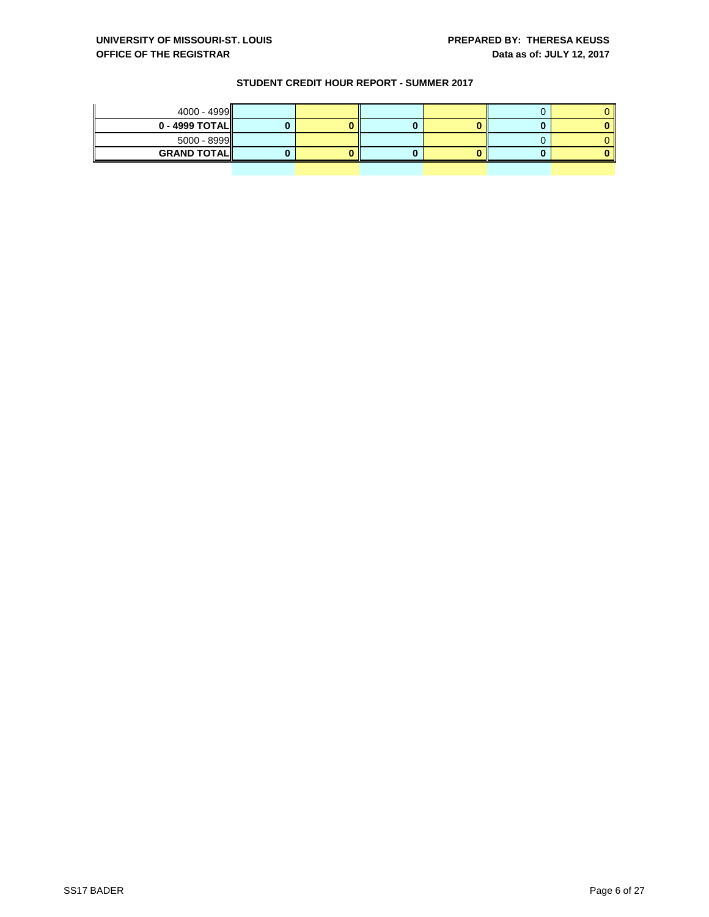## STUDENT CREDIT HOUR REPORT - SUMMER 2017

|  |  |  |  |  |  |  |
|---|---|---|---|---|---|---|
| 4000 - 4999 |  |  |  |  | 0 | 0 |
| **0 - 4999 TOTAL** | **0** | **0** | **0** | **0** | **0** | **0** |
| 5000 - 8999 |  |  |  |  | 0 | 0 |
| **GRAND TOTAL** | **0** | **0** | **0** | **0** | **0** | **0** |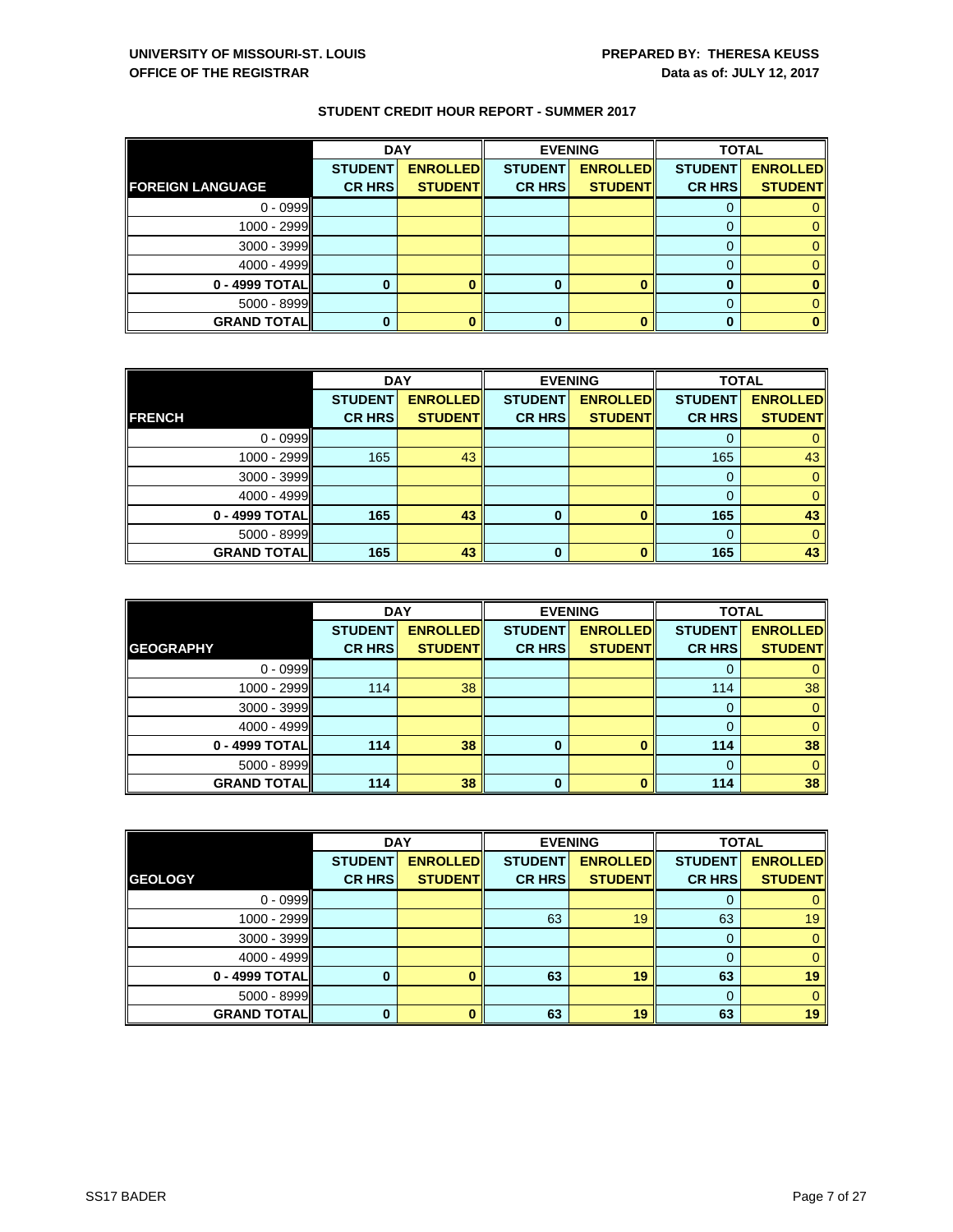**UNIVERSITY OF MISSOURI-ST. LOUIS**
**OFFICE OF THE REGISTRAR**

**PREPARED BY: THERESA KEUSS**
**Data as of: JULY 12, 2017**

## STUDENT CREDIT HOUR REPORT - SUMMER 2017

| | DAY | | EVENING | | TOTAL | |
|---|---|---|---|---|---|---|
| **FOREIGN LANGUAGE** | **STUDENT CR HRS** | **ENROLLED STUDENT** | **STUDENT CR HRS** | **ENROLLED STUDENT** | **STUDENT CR HRS** | **ENROLLED STUDENT** |
| 0 - 0999 | | | | | 0 | 0 |
| 1000 - 2999 | | | | | 0 | 0 |
| 3000 - 3999 | | | | | 0 | 0 |
| 4000 - 4999 | | | | | 0 | 0 |
| **0 - 4999 TOTAL** | **0** | **0** | **0** | **0** | **0** | **0** |
| 5000 - 8999 | | | | | 0 | 0 |
| **GRAND TOTAL** | **0** | **0** | **0** | **0** | **0** | **0** |

| | DAY | | EVENING | | TOTAL | |
|---|---|---|---|---|---|---|
| **FRENCH** | **STUDENT CR HRS** | **ENROLLED STUDENT** | **STUDENT CR HRS** | **ENROLLED STUDENT** | **STUDENT CR HRS** | **ENROLLED STUDENT** |
| 0 - 0999 | | | | | 0 | 0 |
| 1000 - 2999 | 165 | 43 | | | 165 | 43 |
| 3000 - 3999 | | | | | 0 | 0 |
| 4000 - 4999 | | | | | 0 | 0 |
| **0 - 4999 TOTAL** | **165** | **43** | **0** | **0** | **165** | **43** |
| 5000 - 8999 | | | | | 0 | 0 |
| **GRAND TOTAL** | **165** | **43** | **0** | **0** | **165** | **43** |

| | DAY | | EVENING | | TOTAL | |
|---|---|---|---|---|---|---|
| **GEOGRAPHY** | **STUDENT CR HRS** | **ENROLLED STUDENT** | **STUDENT CR HRS** | **ENROLLED STUDENT** | **STUDENT CR HRS** | **ENROLLED STUDENT** |
| 0 - 0999 | | | | | 0 | 0 |
| 1000 - 2999 | 114 | 38 | | | 114 | 38 |
| 3000 - 3999 | | | | | 0 | 0 |
| 4000 - 4999 | | | | | 0 | 0 |
| **0 - 4999 TOTAL** | **114** | **38** | **0** | **0** | **114** | **38** |
| 5000 - 8999 | | | | | 0 | 0 |
| **GRAND TOTAL** | **114** | **38** | **0** | **0** | **114** | **38** |

| | DAY | | EVENING | | TOTAL | |
|---|---|---|---|---|---|---|
| **GEOLOGY** | **STUDENT CR HRS** | **ENROLLED STUDENT** | **STUDENT CR HRS** | **ENROLLED STUDENT** | **STUDENT CR HRS** | **ENROLLED STUDENT** |
| 0 - 0999 | | | | | 0 | 0 |
| 1000 - 2999 | | | 63 | 19 | 63 | 19 |
| 3000 - 3999 | | | | | 0 | 0 |
| 4000 - 4999 | | | | | 0 | 0 |
| **0 - 4999 TOTAL** | **0** | **0** | **63** | **19** | **63** | **19** |
| 5000 - 8999 | | | | | 0 | 0 |
| **GRAND TOTAL** | **0** | **0** | **63** | **19** | **63** | **19** |

SS17 BADER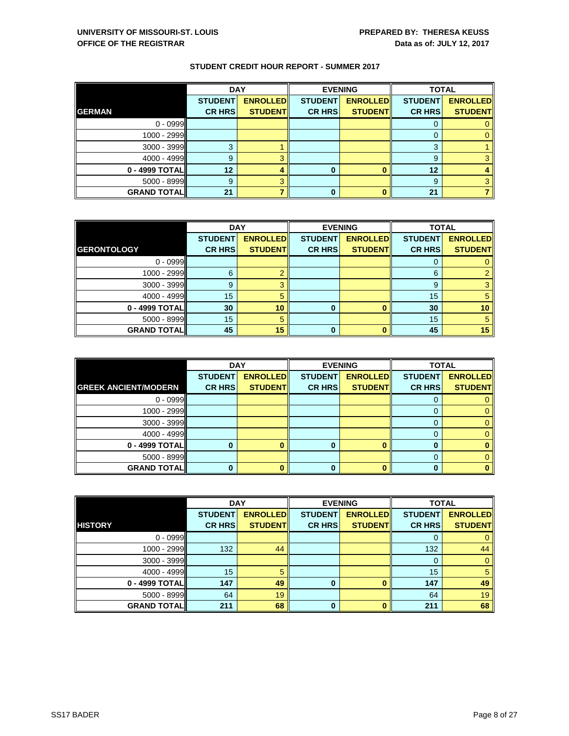**UNIVERSITY OF MISSOURI-ST. LOUIS**
**OFFICE OF THE REGISTRAR**

**PREPARED BY: THERESA KEUSS**
**Data as of: JULY 12, 2017**

**STUDENT CREDIT HOUR REPORT - SUMMER 2017**

| | DAY | | EVENING | | TOTAL | |
|---|---|---|---|---|---|---|
| **GERMAN** | **STUDENT CR HRS** | **ENROLLED STUDENT** | **STUDENT CR HRS** | **ENROLLED STUDENT** | **STUDENT CR HRS** | **ENROLLED STUDENT** |
| 0 - 0999 | | | | | 0 | 0 |
| 1000 - 2999 | | | | | 0 | 0 |
| 3000 - 3999 | 3 | 1 | | | 3 | 1 |
| 4000 - 4999 | 9 | 3 | | | 9 | 3 |
| **0 - 4999 TOTAL** | **12** | **4** | **0** | **0** | **12** | **4** |
| 5000 - 8999 | 9 | 3 | | | 9 | 3 |
| **GRAND TOTAL** | **21** | **7** | **0** | **0** | **21** | **7** |

| | DAY | | EVENING | | TOTAL | |
|---|---|---|---|---|---|---|
| **GERONTOLOGY** | **STUDENT CR HRS** | **ENROLLED STUDENT** | **STUDENT CR HRS** | **ENROLLED STUDENT** | **STUDENT CR HRS** | **ENROLLED STUDENT** |
| 0 - 0999 | | | | | 0 | 0 |
| 1000 - 2999 | 6 | 2 | | | 6 | 2 |
| 3000 - 3999 | 9 | 3 | | | 9 | 3 |
| 4000 - 4999 | 15 | 5 | | | 15 | 5 |
| **0 - 4999 TOTAL** | **30** | **10** | **0** | **0** | **30** | **10** |
| 5000 - 8999 | 15 | 5 | | | 15 | 5 |
| **GRAND TOTAL** | **45** | **15** | **0** | **0** | **45** | **15** |

| | DAY | | EVENING | | TOTAL | |
|---|---|---|---|---|---|---|
| **GREEK ANCIENT/MODERN** | **STUDENT CR HRS** | **ENROLLED STUDENT** | **STUDENT CR HRS** | **ENROLLED STUDENT** | **STUDENT CR HRS** | **ENROLLED STUDENT** |
| 0 - 0999 | | | | | 0 | 0 |
| 1000 - 2999 | | | | | 0 | 0 |
| 3000 - 3999 | | | | | 0 | 0 |
| 4000 - 4999 | | | | | 0 | 0 |
| **0 - 4999 TOTAL** | **0** | **0** | **0** | **0** | **0** | **0** |
| 5000 - 8999 | | | | | 0 | 0 |
| **GRAND TOTAL** | **0** | **0** | **0** | **0** | **0** | **0** |

| | DAY | | EVENING | | TOTAL | |
|---|---|---|---|---|---|---|
| **HISTORY** | **STUDENT CR HRS** | **ENROLLED STUDENT** | **STUDENT CR HRS** | **ENROLLED STUDENT** | **STUDENT CR HRS** | **ENROLLED STUDENT** |
| 0 - 0999 | | | | | 0 | 0 |
| 1000 - 2999 | 132 | 44 | | | 132 | 44 |
| 3000 - 3999 | | | | | 0 | 0 |
| 4000 - 4999 | 15 | 5 | | | 15 | 5 |
| **0 - 4999 TOTAL** | **147** | **49** | **0** | **0** | **147** | **49** |
| 5000 - 8999 | 64 | 19 | | | 64 | 19 |
| **GRAND TOTAL** | **211** | **68** | **0** | **0** | **211** | **68** |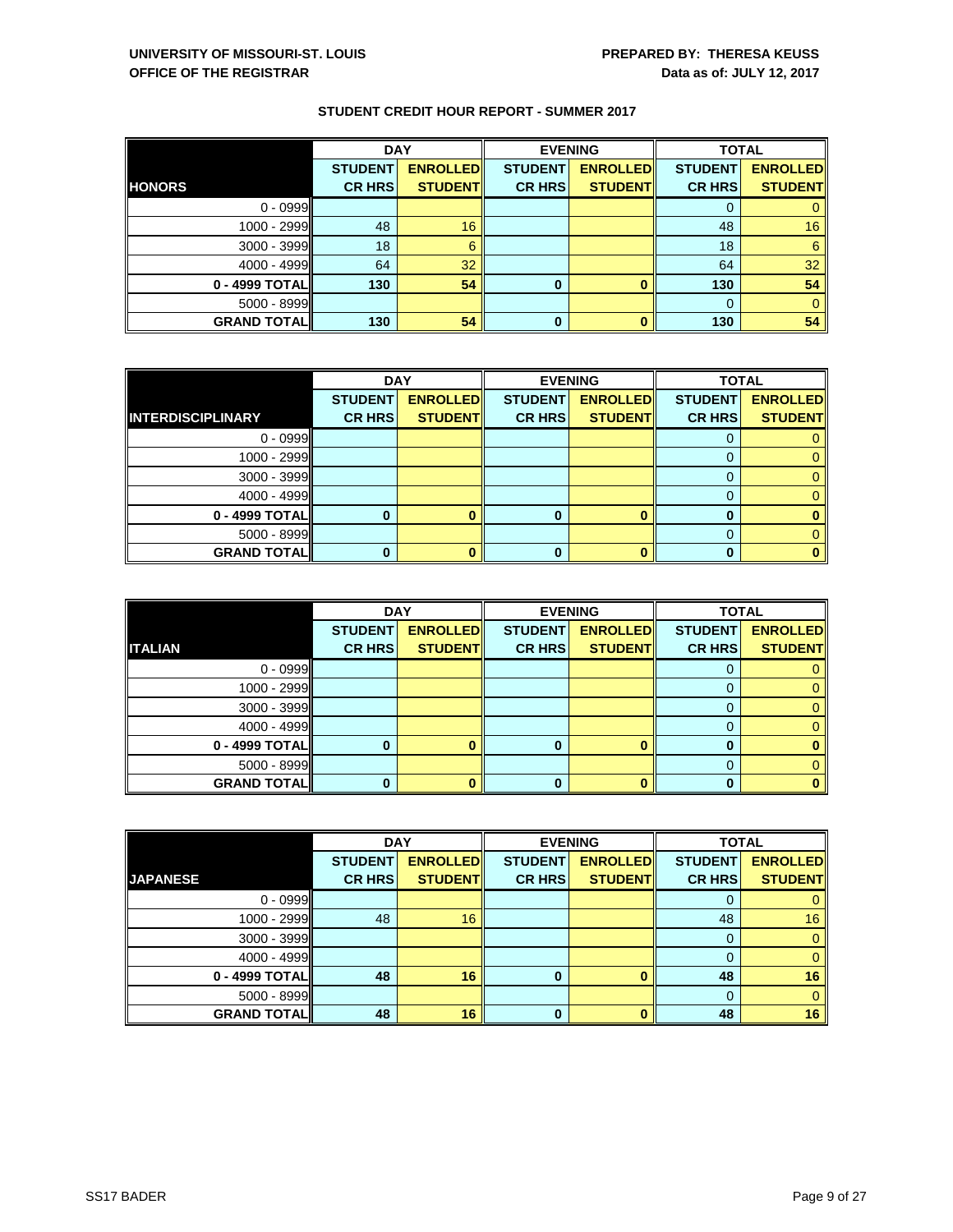UNIVERSITY OF MISSOURI-ST. LOUIS
OFFICE OF THE REGISTRAR

PREPARED BY: THERESA KEUSS
Data as of: JULY 12, 2017

## STUDENT CREDIT HOUR REPORT - SUMMER 2017

| | DAY | | EVENING | | TOTAL | |
|---|---|---|---|---|---|---|
| **HONORS** | **STUDENT CR HRS** | **ENROLLED STUDENT** | **STUDENT CR HRS** | **ENROLLED STUDENT** | **STUDENT CR HRS** | **ENROLLED STUDENT** |
| 0 - 0999 | | | | | 0 | 0 |
| 1000 - 2999 | 48 | 16 | | | 48 | 16 |
| 3000 - 3999 | 18 | 6 | | | 18 | 6 |
| 4000 - 4999 | 64 | 32 | | | 64 | 32 |
| **0 - 4999 TOTAL** | **130** | **54** | **0** | **0** | **130** | **54** |
| 5000 - 8999 | | | | | 0 | 0 |
| **GRAND TOTAL** | **130** | **54** | **0** | **0** | **130** | **54** |

| | DAY | | EVENING | | TOTAL | |
|---|---|---|---|---|---|---|
| **INTERDISCIPLINARY** | **STUDENT CR HRS** | **ENROLLED STUDENT** | **STUDENT CR HRS** | **ENROLLED STUDENT** | **STUDENT CR HRS** | **ENROLLED STUDENT** |
| 0 - 0999 | | | | | 0 | 0 |
| 1000 - 2999 | | | | | 0 | 0 |
| 3000 - 3999 | | | | | 0 | 0 |
| 4000 - 4999 | | | | | 0 | 0 |
| **0 - 4999 TOTAL** | **0** | **0** | **0** | **0** | **0** | **0** |
| 5000 - 8999 | | | | | 0 | 0 |
| **GRAND TOTAL** | **0** | **0** | **0** | **0** | **0** | **0** |

| | DAY | | EVENING | | TOTAL | |
|---|---|---|---|---|---|---|
| **ITALIAN** | **STUDENT CR HRS** | **ENROLLED STUDENT** | **STUDENT CR HRS** | **ENROLLED STUDENT** | **STUDENT CR HRS** | **ENROLLED STUDENT** |
| 0 - 0999 | | | | | 0 | 0 |
| 1000 - 2999 | | | | | 0 | 0 |
| 3000 - 3999 | | | | | 0 | 0 |
| 4000 - 4999 | | | | | 0 | 0 |
| **0 - 4999 TOTAL** | **0** | **0** | **0** | **0** | **0** | **0** |
| 5000 - 8999 | | | | | 0 | 0 |
| **GRAND TOTAL** | **0** | **0** | **0** | **0** | **0** | **0** |

| | DAY | | EVENING | | TOTAL | |
|---|---|---|---|---|---|---|
| **JAPANESE** | **STUDENT CR HRS** | **ENROLLED STUDENT** | **STUDENT CR HRS** | **ENROLLED STUDENT** | **STUDENT CR HRS** | **ENROLLED STUDENT** |
| 0 - 0999 | | | | | 0 | 0 |
| 1000 - 2999 | 48 | 16 | | | 48 | 16 |
| 3000 - 3999 | | | | | 0 | 0 |
| 4000 - 4999 | | | | | 0 | 0 |
| **0 - 4999 TOTAL** | **48** | **16** | **0** | **0** | **48** | **16** |
| 5000 - 8999 | | | | | 0 | 0 |
| **GRAND TOTAL** | **48** | **16** | **0** | **0** | **48** | **16** |

SS17 BADER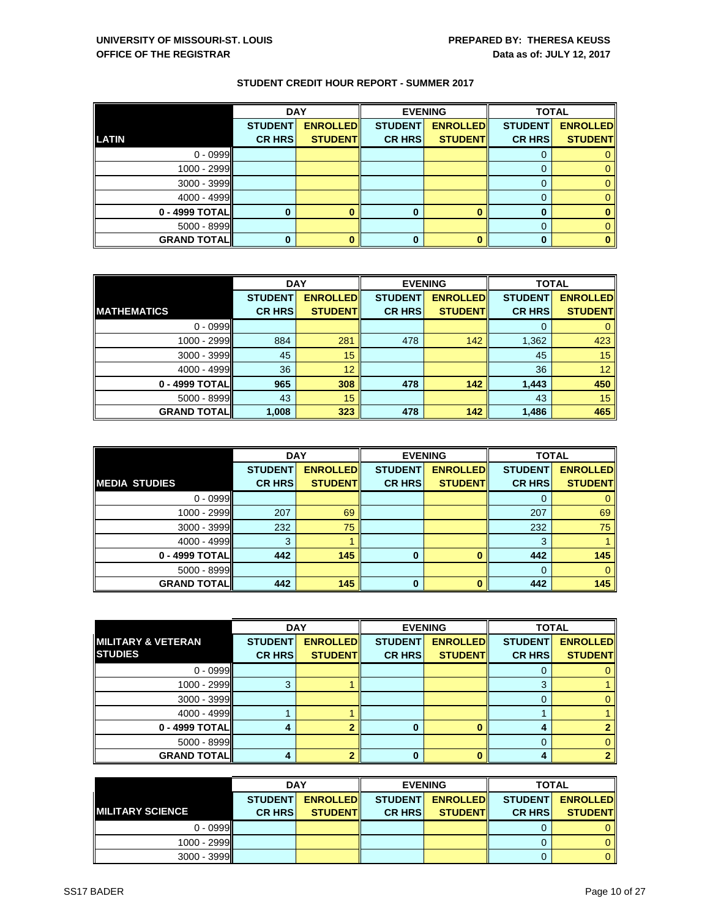**UNIVERSITY OF MISSOURI-ST. LOUIS**
**OFFICE OF THE REGISTRAR**

**PREPARED BY: THERESA KEUSS**
**Data as of: JULY 12, 2017**

**STUDENT CREDIT HOUR REPORT - SUMMER 2017**

| | DAY | | EVENING | | TOTAL | |
|---|---|---|---|---|---|---|
| **LATIN** | **STUDENT CR HRS** | **ENROLLED STUDENT** | **STUDENT CR HRS** | **ENROLLED STUDENT** | **STUDENT CR HRS** | **ENROLLED STUDENT** |
| 0 - 0999 | | | | | 0 | 0 |
| 1000 - 2999 | | | | | 0 | 0 |
| 3000 - 3999 | | | | | 0 | 0 |
| 4000 - 4999 | | | | | 0 | 0 |
| **0 - 4999 TOTAL** | **0** | **0** | **0** | **0** | **0** | **0** |
| 5000 - 8999 | | | | | 0 | 0 |
| **GRAND TOTAL** | **0** | **0** | **0** | **0** | **0** | **0** |

| | DAY | | EVENING | | TOTAL | |
|---|---|---|---|---|---|---|
| **MATHEMATICS** | **STUDENT CR HRS** | **ENROLLED STUDENT** | **STUDENT CR HRS** | **ENROLLED STUDENT** | **STUDENT CR HRS** | **ENROLLED STUDENT** |
| 0 - 0999 | | | | | 0 | 0 |
| 1000 - 2999 | 884 | 281 | 478 | 142 | 1,362 | 423 |
| 3000 - 3999 | 45 | 15 | | | 45 | 15 |
| 4000 - 4999 | 36 | 12 | | | 36 | 12 |
| **0 - 4999 TOTAL** | **965** | **308** | **478** | **142** | **1,443** | **450** |
| 5000 - 8999 | 43 | 15 | | | 43 | 15 |
| **GRAND TOTAL** | **1,008** | **323** | **478** | **142** | **1,486** | **465** |

| | DAY | | EVENING | | TOTAL | |
|---|---|---|---|---|---|---|
| **MEDIA STUDIES** | **STUDENT CR HRS** | **ENROLLED STUDENT** | **STUDENT CR HRS** | **ENROLLED STUDENT** | **STUDENT CR HRS** | **ENROLLED STUDENT** |
| 0 - 0999 | | | | | 0 | 0 |
| 1000 - 2999 | 207 | 69 | | | 207 | 69 |
| 3000 - 3999 | 232 | 75 | | | 232 | 75 |
| 4000 - 4999 | 3 | 1 | | | 3 | 1 |
| **0 - 4999 TOTAL** | **442** | **145** | **0** | **0** | **442** | **145** |
| 5000 - 8999 | | | | | 0 | 0 |
| **GRAND TOTAL** | **442** | **145** | **0** | **0** | **442** | **145** |

| | DAY | | EVENING | | TOTAL | |
|---|---|---|---|---|---|---|
| **MILITARY & VETERAN STUDIES** | **STUDENT CR HRS** | **ENROLLED STUDENT** | **STUDENT CR HRS** | **ENROLLED STUDENT** | **STUDENT CR HRS** | **ENROLLED STUDENT** |
| 0 - 0999 | | | | | 0 | 0 |
| 1000 - 2999 | 3 | 1 | | | 3 | 1 |
| 3000 - 3999 | | | | | 0 | 0 |
| 4000 - 4999 | 1 | 1 | | | 1 | 1 |
| **0 - 4999 TOTAL** | **4** | **2** | **0** | **0** | **4** | **2** |
| 5000 - 8999 | | | | | 0 | 0 |
| **GRAND TOTAL** | **4** | **2** | **0** | **0** | **4** | **2** |

| | DAY | | EVENING | | TOTAL | |
|---|---|---|---|---|---|---|
| **MILITARY SCIENCE** | **STUDENT CR HRS** | **ENROLLED STUDENT** | **STUDENT CR HRS** | **ENROLLED STUDENT** | **STUDENT CR HRS** | **ENROLLED STUDENT** |
| 0 - 0999 | | | | | 0 | 0 |
| 1000 - 2999 | | | | | 0 | 0 |
| 3000 - 3999 | | | | | 0 | 0 |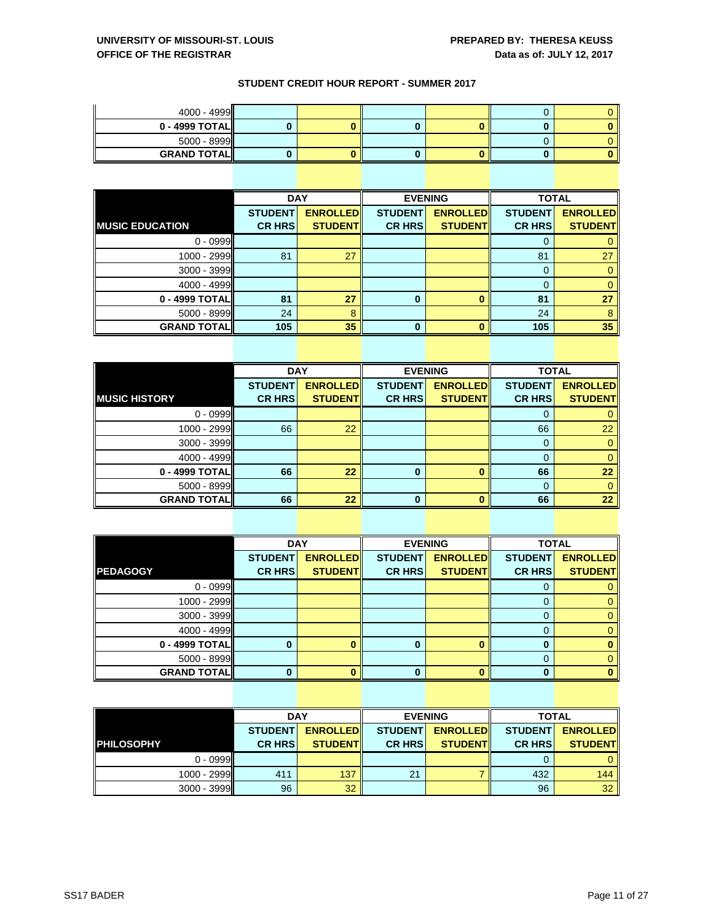**UNIVERSITY OF MISSOURI-ST. LOUIS**
**OFFICE OF THE REGISTRAR**

**PREPARED BY: THERESA KEUSS**
**Data as of: JULY 12, 2017**

**STUDENT CREDIT HOUR REPORT - SUMMER 2017**

| | | | | | | |
|---|---|---|---|---|---|---|
| 4000 - 4999 | | | | | 0 | 0 |
| **0 - 4999 TOTAL** | **0** | **0** | **0** | **0** | **0** | **0** |
| 5000 - 8999 | | | | | 0 | 0 |
| **GRAND TOTAL** | **0** | **0** | **0** | **0** | **0** | **0** |

| | **DAY** | | **EVENING** | | **TOTAL** | |
|---|---|---|---|---|---|---|
| **MUSIC EDUCATION** | **STUDENT CR HRS** | **ENROLLED STUDENT** | **STUDENT CR HRS** | **ENROLLED STUDENT** | **STUDENT CR HRS** | **ENROLLED STUDENT** |
| 0 - 0999 | | | | | 0 | 0 |
| 1000 - 2999 | 81 | 27 | | | 81 | 27 |
| 3000 - 3999 | | | | | 0 | 0 |
| 4000 - 4999 | | | | | 0 | 0 |
| **0 - 4999 TOTAL** | **81** | **27** | **0** | **0** | **81** | **27** |
| 5000 - 8999 | 24 | 8 | | | 24 | 8 |
| **GRAND TOTAL** | **105** | **35** | **0** | **0** | **105** | **35** |

| | **DAY** | | **EVENING** | | **TOTAL** | |
|---|---|---|---|---|---|---|
| **MUSIC HISTORY** | **STUDENT CR HRS** | **ENROLLED STUDENT** | **STUDENT CR HRS** | **ENROLLED STUDENT** | **STUDENT CR HRS** | **ENROLLED STUDENT** |
| 0 - 0999 | | | | | 0 | 0 |
| 1000 - 2999 | 66 | 22 | | | 66 | 22 |
| 3000 - 3999 | | | | | 0 | 0 |
| 4000 - 4999 | | | | | 0 | 0 |
| **0 - 4999 TOTAL** | **66** | **22** | **0** | **0** | **66** | **22** |
| 5000 - 8999 | | | | | 0 | 0 |
| **GRAND TOTAL** | **66** | **22** | **0** | **0** | **66** | **22** |

| | **DAY** | | **EVENING** | | **TOTAL** | |
|---|---|---|---|---|---|---|
| **PEDAGOGY** | **STUDENT CR HRS** | **ENROLLED STUDENT** | **STUDENT CR HRS** | **ENROLLED STUDENT** | **STUDENT CR HRS** | **ENROLLED STUDENT** |
| 0 - 0999 | | | | | 0 | 0 |
| 1000 - 2999 | | | | | 0 | 0 |
| 3000 - 3999 | | | | | 0 | 0 |
| 4000 - 4999 | | | | | 0 | 0 |
| **0 - 4999 TOTAL** | **0** | **0** | **0** | **0** | **0** | **0** |
| 5000 - 8999 | | | | | 0 | 0 |
| **GRAND TOTAL** | **0** | **0** | **0** | **0** | **0** | **0** |

| | **DAY** | | **EVENING** | | **TOTAL** | |
|---|---|---|---|---|---|---|
| **PHILOSOPHY** | **STUDENT CR HRS** | **ENROLLED STUDENT** | **STUDENT CR HRS** | **ENROLLED STUDENT** | **STUDENT CR HRS** | **ENROLLED STUDENT** |
| 0 - 0999 | | | | | 0 | 0 |
| 1000 - 2999 | 411 | 137 | 21 | 7 | 432 | 144 |
| 3000 - 3999 | 96 | 32 | | | 96 | 32 |

SS17 BADER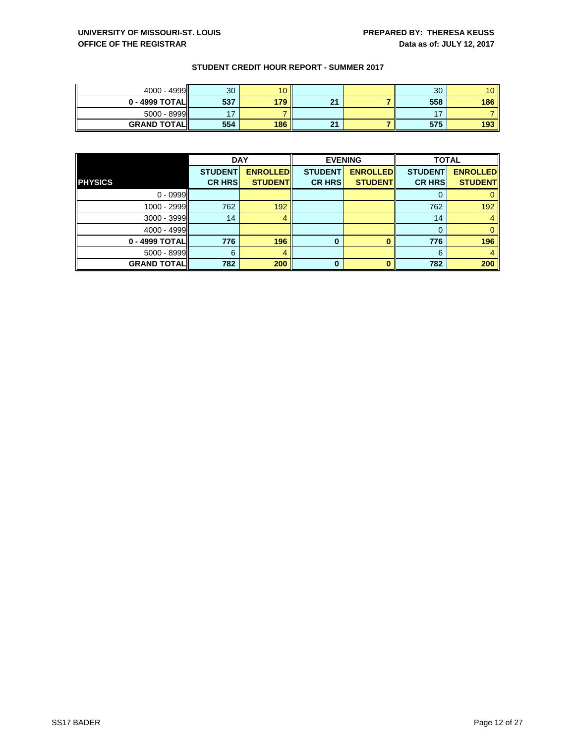**UNIVERSITY OF MISSOURI-ST. LOUIS**
**OFFICE OF THE REGISTRAR**

**PREPARED BY: THERESA KEUSS**
**Data as of: JULY 12, 2017**

## STUDENT CREDIT HOUR REPORT - SUMMER 2017

| | | | | | | |
|---|---|---|---|---|---|---|
| 4000 - 4999 | 30 | 10 | | | 30 | 10 |
| **0 - 4999 TOTAL** | **537** | **179** | **21** | **7** | **558** | **186** |
| 5000 - 8999 | 17 | 7 | | | 17 | 7 |
| **GRAND TOTAL** | **554** | **186** | **21** | **7** | **575** | **193** |

| | **DAY** | | **EVENING** | | **TOTAL** | |
|---|---|---|---|---|---|---|
| **PHYSICS** | **STUDENT CR HRS** | **ENROLLED STUDENT** | **STUDENT CR HRS** | **ENROLLED STUDENT** | **STUDENT CR HRS** | **ENROLLED STUDENT** |
| 0 - 0999 | | | | | 0 | 0 |
| 1000 - 2999 | 762 | 192 | | | 762 | 192 |
| 3000 - 3999 | 14 | 4 | | | 14 | 4 |
| 4000 - 4999 | | | | | 0 | 0 |
| **0 - 4999 TOTAL** | **776** | **196** | **0** | **0** | **776** | **196** |
| 5000 - 8999 | 6 | 4 | | | 6 | 4 |
| **GRAND TOTAL** | **782** | **200** | **0** | **0** | **782** | **200** |

SS17 BADER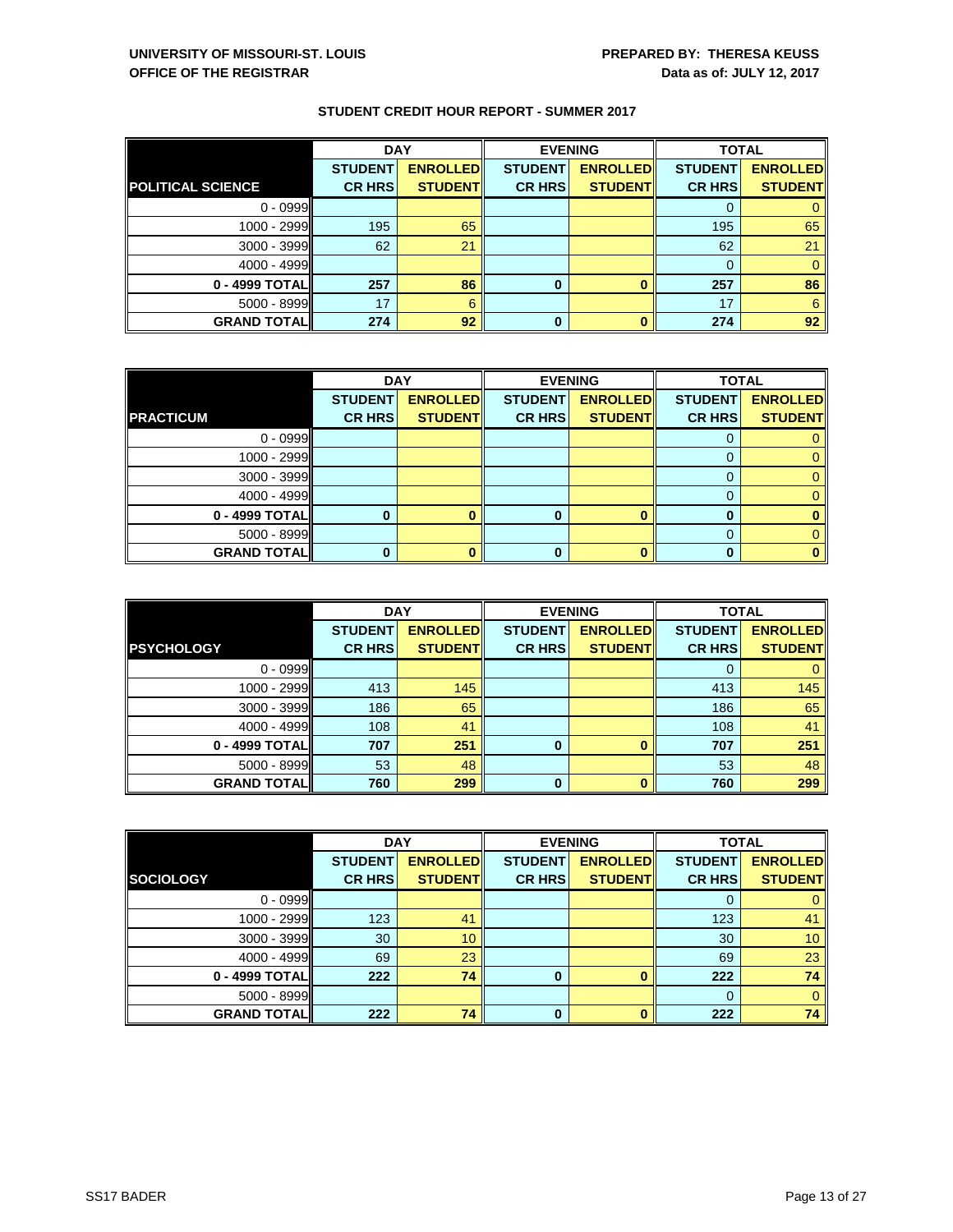**UNIVERSITY OF MISSOURI-ST. LOUIS**
**OFFICE OF THE REGISTRAR**

**PREPARED BY: THERESA KEUSS**
**Data as of: JULY 12, 2017**

### STUDENT CREDIT HOUR REPORT - SUMMER 2017

| | DAY | | EVENING | | TOTAL | |
|---|---|---|---|---|---|---|
| **POLITICAL SCIENCE** | **STUDENT CR HRS** | **ENROLLED STUDENT** | **STUDENT CR HRS** | **ENROLLED STUDENT** | **STUDENT CR HRS** | **ENROLLED STUDENT** |
| 0 - 0999 | | | | | 0 | 0 |
| 1000 - 2999 | 195 | 65 | | | 195 | 65 |
| 3000 - 3999 | 62 | 21 | | | 62 | 21 |
| 4000 - 4999 | | | | | 0 | 0 |
| **0 - 4999 TOTAL** | **257** | **86** | **0** | **0** | **257** | **86** |
| 5000 - 8999 | 17 | 6 | | | 17 | 6 |
| **GRAND TOTAL** | **274** | **92** | **0** | **0** | **274** | **92** |

| | DAY | | EVENING | | TOTAL | |
|---|---|---|---|---|---|---|
| **PRACTICUM** | **STUDENT CR HRS** | **ENROLLED STUDENT** | **STUDENT CR HRS** | **ENROLLED STUDENT** | **STUDENT CR HRS** | **ENROLLED STUDENT** |
| 0 - 0999 | | | | | 0 | 0 |
| 1000 - 2999 | | | | | 0 | 0 |
| 3000 - 3999 | | | | | 0 | 0 |
| 4000 - 4999 | | | | | 0 | 0 |
| **0 - 4999 TOTAL** | **0** | **0** | **0** | **0** | **0** | **0** |
| 5000 - 8999 | | | | | 0 | 0 |
| **GRAND TOTAL** | **0** | **0** | **0** | **0** | **0** | **0** |

| | DAY | | EVENING | | TOTAL | |
|---|---|---|---|---|---|---|
| **PSYCHOLOGY** | **STUDENT CR HRS** | **ENROLLED STUDENT** | **STUDENT CR HRS** | **ENROLLED STUDENT** | **STUDENT CR HRS** | **ENROLLED STUDENT** |
| 0 - 0999 | | | | | 0 | 0 |
| 1000 - 2999 | 413 | 145 | | | 413 | 145 |
| 3000 - 3999 | 186 | 65 | | | 186 | 65 |
| 4000 - 4999 | 108 | 41 | | | 108 | 41 |
| **0 - 4999 TOTAL** | **707** | **251** | **0** | **0** | **707** | **251** |
| 5000 - 8999 | 53 | 48 | | | 53 | 48 |
| **GRAND TOTAL** | **760** | **299** | **0** | **0** | **760** | **299** |

| | DAY | | EVENING | | TOTAL | |
|---|---|---|---|---|---|---|
| **SOCIOLOGY** | **STUDENT CR HRS** | **ENROLLED STUDENT** | **STUDENT CR HRS** | **ENROLLED STUDENT** | **STUDENT CR HRS** | **ENROLLED STUDENT** |
| 0 - 0999 | | | | | 0 | 0 |
| 1000 - 2999 | 123 | 41 | | | 123 | 41 |
| 3000 - 3999 | 30 | 10 | | | 30 | 10 |
| 4000 - 4999 | 69 | 23 | | | 69 | 23 |
| **0 - 4999 TOTAL** | **222** | **74** | **0** | **0** | **222** | **74** |
| 5000 - 8999 | | | | | 0 | 0 |
| **GRAND TOTAL** | **222** | **74** | **0** | **0** | **222** | **74** |

SS17 BADER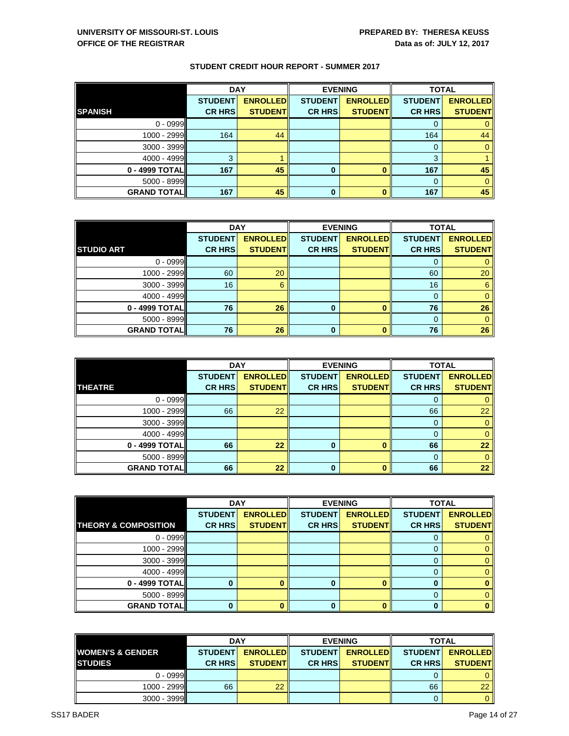**UNIVERSITY OF MISSOURI-ST. LOUIS**
**OFFICE OF THE REGISTRAR**

**PREPARED BY: THERESA KEUSS**
**Data as of: JULY 12, 2017**

## STUDENT CREDIT HOUR REPORT - SUMMER 2017

| | DAY | | EVENING | | TOTAL | |
|---|---|---|---|---|---|---|
| **SPANISH** | **STUDENT CR HRS** | **ENROLLED STUDENT** | **STUDENT CR HRS** | **ENROLLED STUDENT** | **STUDENT CR HRS** | **ENROLLED STUDENT** |
| 0 - 0999 | | | | | 0 | 0 |
| 1000 - 2999 | 164 | 44 | | | 164 | 44 |
| 3000 - 3999 | | | | | 0 | 0 |
| 4000 - 4999 | 3 | 1 | | | 3 | 1 |
| **0 - 4999 TOTAL** | **167** | **45** | **0** | **0** | **167** | **45** |
| 5000 - 8999 | | | | | 0 | 0 |
| **GRAND TOTAL** | **167** | **45** | **0** | **0** | **167** | **45** |

| | DAY | | EVENING | | TOTAL | |
|---|---|---|---|---|---|---|
| **STUDIO ART** | **STUDENT CR HRS** | **ENROLLED STUDENT** | **STUDENT CR HRS** | **ENROLLED STUDENT** | **STUDENT CR HRS** | **ENROLLED STUDENT** |
| 0 - 0999 | | | | | 0 | 0 |
| 1000 - 2999 | 60 | 20 | | | 60 | 20 |
| 3000 - 3999 | 16 | 6 | | | 16 | 6 |
| 4000 - 4999 | | | | | 0 | 0 |
| **0 - 4999 TOTAL** | **76** | **26** | **0** | **0** | **76** | **26** |
| 5000 - 8999 | | | | | 0 | 0 |
| **GRAND TOTAL** | **76** | **26** | **0** | **0** | **76** | **26** |

| | DAY | | EVENING | | TOTAL | |
|---|---|---|---|---|---|---|
| **THEATRE** | **STUDENT CR HRS** | **ENROLLED STUDENT** | **STUDENT CR HRS** | **ENROLLED STUDENT** | **STUDENT CR HRS** | **ENROLLED STUDENT** |
| 0 - 0999 | | | | | 0 | 0 |
| 1000 - 2999 | 66 | 22 | | | 66 | 22 |
| 3000 - 3999 | | | | | 0 | 0 |
| 4000 - 4999 | | | | | 0 | 0 |
| **0 - 4999 TOTAL** | **66** | **22** | **0** | **0** | **66** | **22** |
| 5000 - 8999 | | | | | 0 | 0 |
| **GRAND TOTAL** | **66** | **22** | **0** | **0** | **66** | **22** |

| | DAY | | EVENING | | TOTAL | |
|---|---|---|---|---|---|---|
| **THEORY & COMPOSITION** | **STUDENT CR HRS** | **ENROLLED STUDENT** | **STUDENT CR HRS** | **ENROLLED STUDENT** | **STUDENT CR HRS** | **ENROLLED STUDENT** |
| 0 - 0999 | | | | | 0 | 0 |
| 1000 - 2999 | | | | | 0 | 0 |
| 3000 - 3999 | | | | | 0 | 0 |
| 4000 - 4999 | | | | | 0 | 0 |
| **0 - 4999 TOTAL** | **0** | **0** | **0** | **0** | **0** | **0** |
| 5000 - 8999 | | | | | 0 | 0 |
| **GRAND TOTAL** | **0** | **0** | **0** | **0** | **0** | **0** |

| | DAY | | EVENING | | TOTAL | |
|---|---|---|---|---|---|---|
| **WOMEN'S & GENDER STUDIES** | **STUDENT CR HRS** | **ENROLLED STUDENT** | **STUDENT CR HRS** | **ENROLLED STUDENT** | **STUDENT CR HRS** | **ENROLLED STUDENT** |
| 0 - 0999 | | | | | 0 | 0 |
| 1000 - 2999 | 66 | 22 | | | 66 | 22 |
| 3000 - 3999 | | | | | 0 | 0 |

SS17 BADER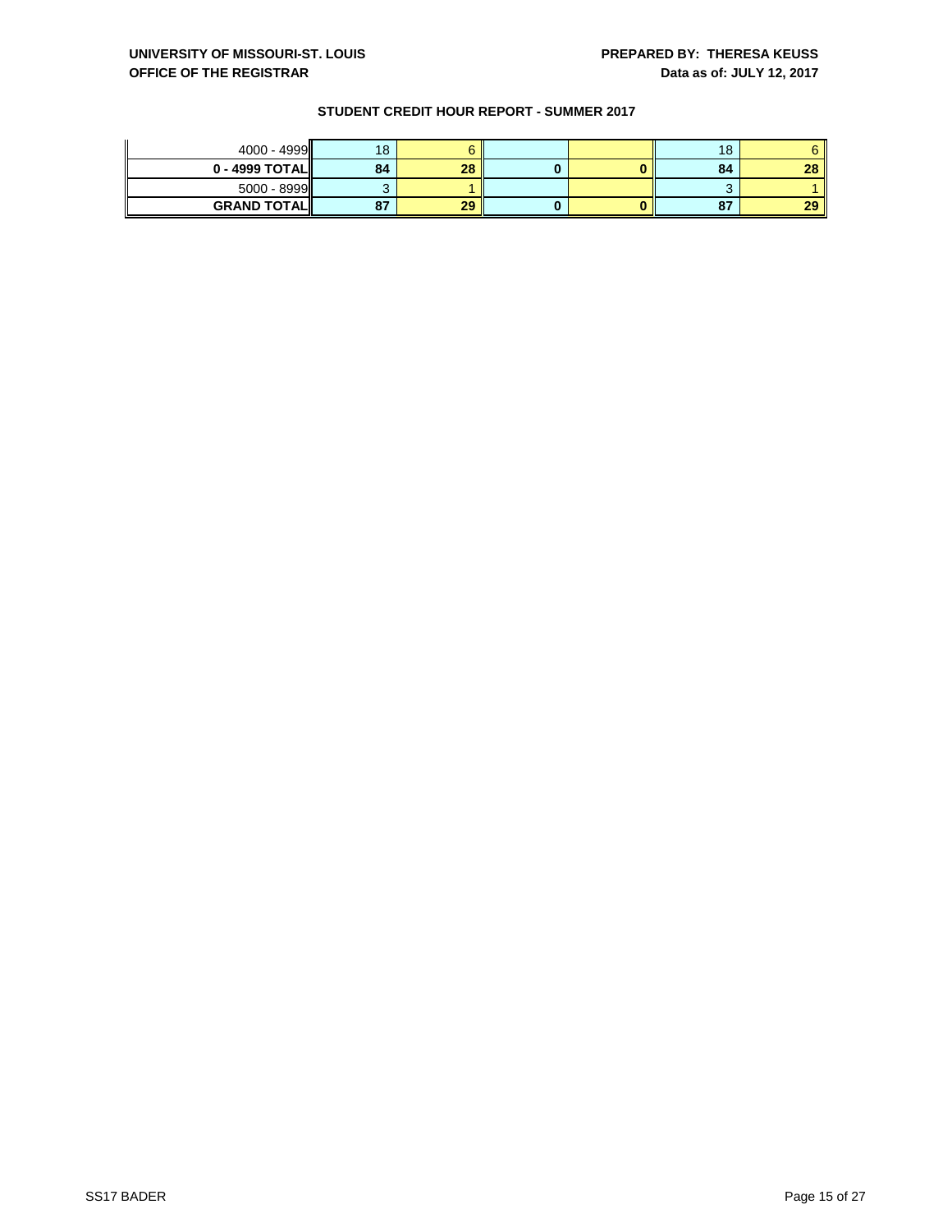UNIVERSITY OF MISSOURI-ST. LOUIS
OFFICE OF THE REGISTRAR

PREPARED BY: THERESA KEUSS
Data as of: JULY 12, 2017

**STUDENT CREDIT HOUR REPORT - SUMMER 2017**

| | | | | | | |
|---|---|---|---|---|---|---|
| 4000 - 4999 | 18 | 6 | | | 18 | 6 |
| **0 - 4999 TOTAL** | **84** | **28** | **0** | **0** | **84** | **28** |
| 5000 - 8999 | 3 | 1 | | | 3 | 1 |
| **GRAND TOTAL** | **87** | **29** | **0** | **0** | **87** | **29** |

SS17 BADER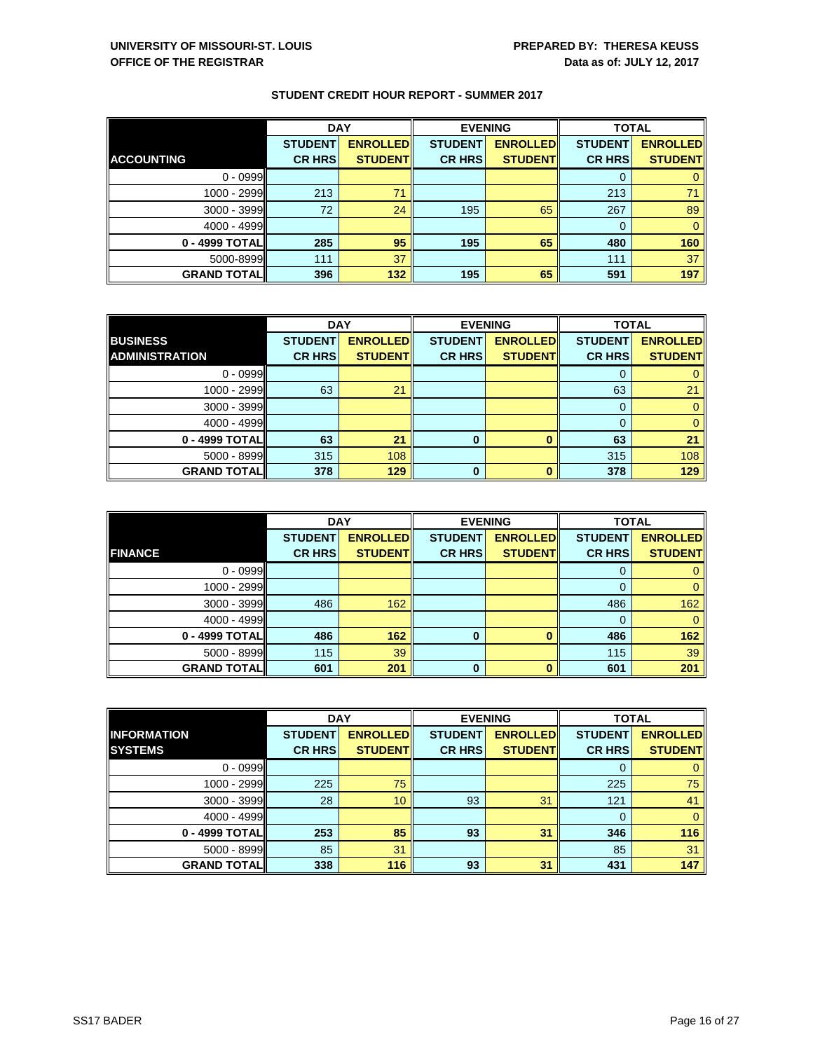**UNIVERSITY OF MISSOURI-ST. LOUIS**
**OFFICE OF THE REGISTRAR**

**PREPARED BY: THERESA KEUSS**
**Data as of: JULY 12, 2017**

## STUDENT CREDIT HOUR REPORT - SUMMER 2017

| ACCOUNTING | DAY | | EVENING | | TOTAL | |
|---|---|---|---|---|---|---|
| | STUDENT CR HRS | ENROLLED STUDENT | STUDENT CR HRS | ENROLLED STUDENT | STUDENT CR HRS | ENROLLED STUDENT |
| 0 - 0999 | | | | | 0 | 0 |
| 1000 - 2999 | 213 | 71 | | | 213 | 71 |
| 3000 - 3999 | 72 | 24 | 195 | 65 | 267 | 89 |
| 4000 - 4999 | | | | | 0 | 0 |
| **0 - 4999 TOTAL** | **285** | **95** | **195** | **65** | **480** | **160** |
| 5000-8999 | 111 | 37 | | | 111 | 37 |
| **GRAND TOTAL** | **396** | **132** | **195** | **65** | **591** | **197** |

| BUSINESS ADMINISTRATION | DAY | | EVENING | | TOTAL | |
|---|---|---|---|---|---|---|
| | STUDENT CR HRS | ENROLLED STUDENT | STUDENT CR HRS | ENROLLED STUDENT | STUDENT CR HRS | ENROLLED STUDENT |
| 0 - 0999 | | | | | 0 | 0 |
| 1000 - 2999 | 63 | 21 | | | 63 | 21 |
| 3000 - 3999 | | | | | 0 | 0 |
| 4000 - 4999 | | | | | 0 | 0 |
| **0 - 4999 TOTAL** | **63** | **21** | **0** | **0** | **63** | **21** |
| 5000 - 8999 | 315 | 108 | | | 315 | 108 |
| **GRAND TOTAL** | **378** | **129** | **0** | **0** | **378** | **129** |

| FINANCE | DAY | | EVENING | | TOTAL | |
|---|---|---|---|---|---|---|
| | STUDENT CR HRS | ENROLLED STUDENT | STUDENT CR HRS | ENROLLED STUDENT | STUDENT CR HRS | ENROLLED STUDENT |
| 0 - 0999 | | | | | 0 | 0 |
| 1000 - 2999 | | | | | 0 | 0 |
| 3000 - 3999 | 486 | 162 | | | 486 | 162 |
| 4000 - 4999 | | | | | 0 | 0 |
| **0 - 4999 TOTAL** | **486** | **162** | **0** | **0** | **486** | **162** |
| 5000 - 8999 | 115 | 39 | | | 115 | 39 |
| **GRAND TOTAL** | **601** | **201** | **0** | **0** | **601** | **201** |

| INFORMATION SYSTEMS | DAY | | EVENING | | TOTAL | |
|---|---|---|---|---|---|---|
| | STUDENT CR HRS | ENROLLED STUDENT | STUDENT CR HRS | ENROLLED STUDENT | STUDENT CR HRS | ENROLLED STUDENT |
| 0 - 0999 | | | | | 0 | 0 |
| 1000 - 2999 | 225 | 75 | | | 225 | 75 |
| 3000 - 3999 | 28 | 10 | 93 | 31 | 121 | 41 |
| 4000 - 4999 | | | | | 0 | 0 |
| **0 - 4999 TOTAL** | **253** | **85** | **93** | **31** | **346** | **116** |
| 5000 - 8999 | 85 | 31 | | | 85 | 31 |
| **GRAND TOTAL** | **338** | **116** | **93** | **31** | **431** | **147** |

SS17 BADER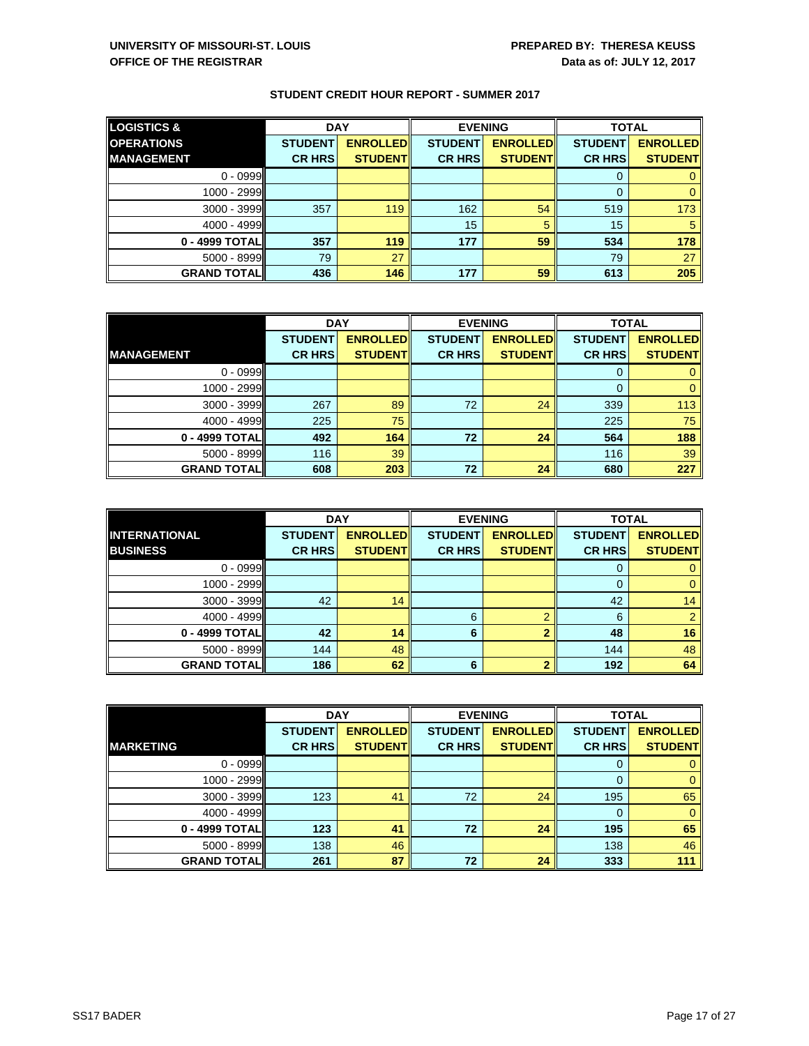**UNIVERSITY OF MISSOURI-ST. LOUIS**
**OFFICE OF THE REGISTRAR**

**PREPARED BY: THERESA KEUSS**
**Data as of: JULY 12, 2017**

## STUDENT CREDIT HOUR REPORT - SUMMER 2017

| LOGISTICS & OPERATIONS MANAGEMENT | DAY | | EVENING | | TOTAL | |
|---|---|---|---|---|---|---|
| | STUDENT CR HRS | ENROLLED STUDENT | STUDENT CR HRS | ENROLLED STUDENT | STUDENT CR HRS | ENROLLED STUDENT |
| 0 - 0999 | | | | | 0 | 0 |
| 1000 - 2999 | | | | | 0 | 0 |
| 3000 - 3999 | 357 | 119 | 162 | 54 | 519 | 173 |
| 4000 - 4999 | | | 15 | 5 | 15 | 5 |
| **0 - 4999 TOTAL** | **357** | **119** | **177** | **59** | **534** | **178** |
| 5000 - 8999 | 79 | 27 | | | 79 | 27 |
| **GRAND TOTAL** | **436** | **146** | **177** | **59** | **613** | **205** |

| MANAGEMENT | DAY | | EVENING | | TOTAL | |
|---|---|---|---|---|---|---|
| | STUDENT CR HRS | ENROLLED STUDENT | STUDENT CR HRS | ENROLLED STUDENT | STUDENT CR HRS | ENROLLED STUDENT |
| 0 - 0999 | | | | | 0 | 0 |
| 1000 - 2999 | | | | | 0 | 0 |
| 3000 - 3999 | 267 | 89 | 72 | 24 | 339 | 113 |
| 4000 - 4999 | 225 | 75 | | | 225 | 75 |
| **0 - 4999 TOTAL** | **492** | **164** | **72** | **24** | **564** | **188** |
| 5000 - 8999 | 116 | 39 | | | 116 | 39 |
| **GRAND TOTAL** | **608** | **203** | **72** | **24** | **680** | **227** |

| INTERNATIONAL BUSINESS | DAY | | EVENING | | TOTAL | |
|---|---|---|---|---|---|---|
| | STUDENT CR HRS | ENROLLED STUDENT | STUDENT CR HRS | ENROLLED STUDENT | STUDENT CR HRS | ENROLLED STUDENT |
| 0 - 0999 | | | | | 0 | 0 |
| 1000 - 2999 | | | | | 0 | 0 |
| 3000 - 3999 | 42 | 14 | | | 42 | 14 |
| 4000 - 4999 | | | 6 | 2 | 6 | 2 |
| **0 - 4999 TOTAL** | **42** | **14** | **6** | **2** | **48** | **16** |
| 5000 - 8999 | 144 | 48 | | | 144 | 48 |
| **GRAND TOTAL** | **186** | **62** | **6** | **2** | **192** | **64** |

| MARKETING | DAY | | EVENING | | TOTAL | |
|---|---|---|---|---|---|---|
| | STUDENT CR HRS | ENROLLED STUDENT | STUDENT CR HRS | ENROLLED STUDENT | STUDENT CR HRS | ENROLLED STUDENT |
| 0 - 0999 | | | | | 0 | 0 |
| 1000 - 2999 | | | | | 0 | 0 |
| 3000 - 3999 | 123 | 41 | 72 | 24 | 195 | 65 |
| 4000 - 4999 | | | | | 0 | 0 |
| **0 - 4999 TOTAL** | **123** | **41** | **72** | **24** | **195** | **65** |
| 5000 - 8999 | 138 | 46 | | | 138 | 46 |
| **GRAND TOTAL** | **261** | **87** | **72** | **24** | **333** | **111** |

SS17 BADER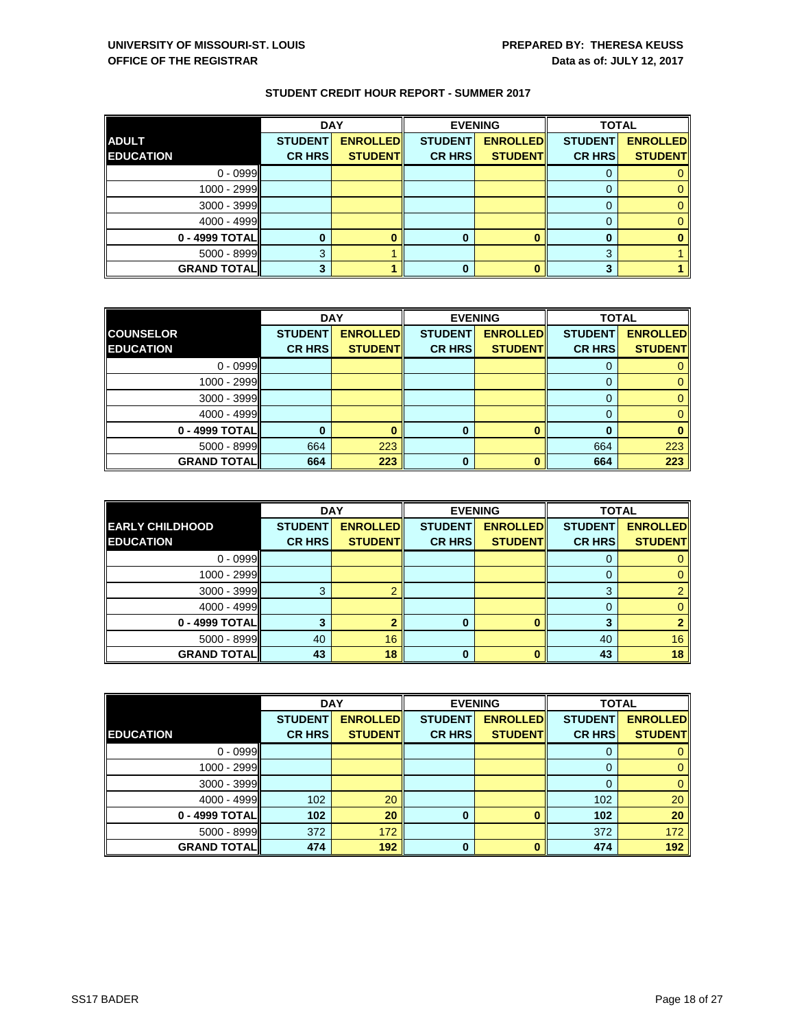**UNIVERSITY OF MISSOURI-ST. LOUIS**
**OFFICE OF THE REGISTRAR**

**PREPARED BY: THERESA KEUSS**
**Data as of: JULY 12, 2017**

## STUDENT CREDIT HOUR REPORT - SUMMER 2017

| ADULT EDUCATION | DAY | | EVENING | | TOTAL | |
|---|---|---|---|---|---|---|
| | STUDENT CR HRS | ENROLLED STUDENT | STUDENT CR HRS | ENROLLED STUDENT | STUDENT CR HRS | ENROLLED STUDENT |
| 0 - 0999 | | | | | 0 | 0 |
| 1000 - 2999 | | | | | 0 | 0 |
| 3000 - 3999 | | | | | 0 | 0 |
| 4000 - 4999 | | | | | 0 | 0 |
| **0 - 4999 TOTAL** | **0** | **0** | **0** | **0** | **0** | **0** |
| 5000 - 8999 | 3 | 1 | | | 3 | 1 |
| **GRAND TOTAL** | **3** | **1** | **0** | **0** | **3** | **1** |

| COUNSELOR EDUCATION | DAY | | EVENING | | TOTAL | |
|---|---|---|---|---|---|---|
| | STUDENT CR HRS | ENROLLED STUDENT | STUDENT CR HRS | ENROLLED STUDENT | STUDENT CR HRS | ENROLLED STUDENT |
| 0 - 0999 | | | | | 0 | 0 |
| 1000 - 2999 | | | | | 0 | 0 |
| 3000 - 3999 | | | | | 0 | 0 |
| 4000 - 4999 | | | | | 0 | 0 |
| **0 - 4999 TOTAL** | **0** | **0** | **0** | **0** | **0** | **0** |
| 5000 - 8999 | 664 | 223 | | | 664 | 223 |
| **GRAND TOTAL** | **664** | **223** | **0** | **0** | **664** | **223** |

| EARLY CHILDHOOD EDUCATION | DAY | | EVENING | | TOTAL | |
|---|---|---|---|---|---|---|
| | STUDENT CR HRS | ENROLLED STUDENT | STUDENT CR HRS | ENROLLED STUDENT | STUDENT CR HRS | ENROLLED STUDENT |
| 0 - 0999 | | | | | 0 | 0 |
| 1000 - 2999 | | | | | 0 | 0 |
| 3000 - 3999 | 3 | 2 | | | 3 | 2 |
| 4000 - 4999 | | | | | 0 | 0 |
| **0 - 4999 TOTAL** | **3** | **2** | **0** | **0** | **3** | **2** |
| 5000 - 8999 | 40 | 16 | | | 40 | 16 |
| **GRAND TOTAL** | **43** | **18** | **0** | **0** | **43** | **18** |

| EDUCATION | DAY | | EVENING | | TOTAL | |
|---|---|---|---|---|---|---|
| | STUDENT CR HRS | ENROLLED STUDENT | STUDENT CR HRS | ENROLLED STUDENT | STUDENT CR HRS | ENROLLED STUDENT |
| 0 - 0999 | | | | | 0 | 0 |
| 1000 - 2999 | | | | | 0 | 0 |
| 3000 - 3999 | | | | | 0 | 0 |
| 4000 - 4999 | 102 | 20 | | | 102 | 20 |
| **0 - 4999 TOTAL** | **102** | **20** | **0** | **0** | **102** | **20** |
| 5000 - 8999 | 372 | 172 | | | 372 | 172 |
| **GRAND TOTAL** | **474** | **192** | **0** | **0** | **474** | **192** |

SS17 BADER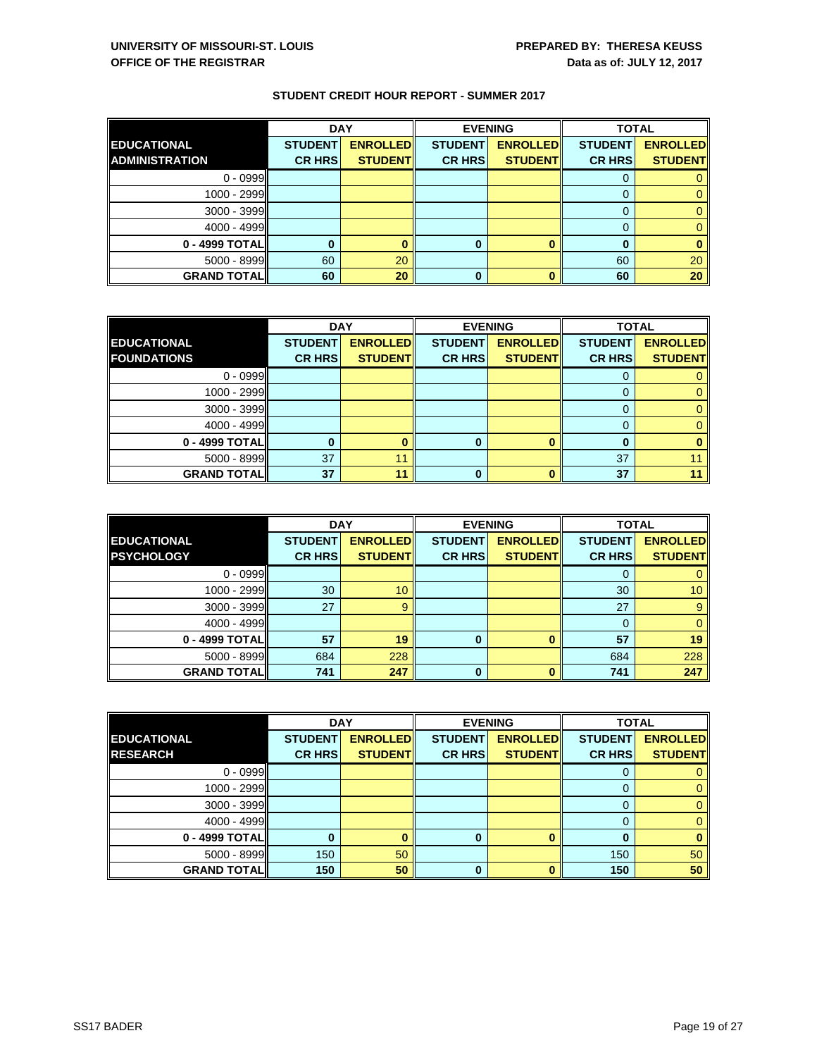**UNIVERSITY OF MISSOURI-ST. LOUIS**
**OFFICE OF THE REGISTRAR**

**PREPARED BY: THERESA KEUSS**
**Data as of: JULY 12, 2017**

## STUDENT CREDIT HOUR REPORT - SUMMER 2017

| EDUCATIONAL ADMINISTRATION | DAY | | EVENING | | TOTAL | |
|---|---|---|---|---|---|---|
| | STUDENT CR HRS | ENROLLED STUDENT | STUDENT CR HRS | ENROLLED STUDENT | STUDENT CR HRS | ENROLLED STUDENT |
| 0 - 0999 | | | | | 0 | 0 |
| 1000 - 2999 | | | | | 0 | 0 |
| 3000 - 3999 | | | | | 0 | 0 |
| 4000 - 4999 | | | | | 0 | 0 |
| **0 - 4999 TOTAL** | **0** | **0** | **0** | **0** | **0** | **0** |
| 5000 - 8999 | 60 | 20 | | | 60 | 20 |
| **GRAND TOTAL** | **60** | **20** | **0** | **0** | **60** | **20** |

| EDUCATIONAL FOUNDATIONS | DAY | | EVENING | | TOTAL | |
|---|---|---|---|---|---|---|
| | STUDENT CR HRS | ENROLLED STUDENT | STUDENT CR HRS | ENROLLED STUDENT | STUDENT CR HRS | ENROLLED STUDENT |
| 0 - 0999 | | | | | 0 | 0 |
| 1000 - 2999 | | | | | 0 | 0 |
| 3000 - 3999 | | | | | 0 | 0 |
| 4000 - 4999 | | | | | 0 | 0 |
| **0 - 4999 TOTAL** | **0** | **0** | **0** | **0** | **0** | **0** |
| 5000 - 8999 | 37 | 11 | | | 37 | 11 |
| **GRAND TOTAL** | **37** | **11** | **0** | **0** | **37** | **11** |

| EDUCATIONAL PSYCHOLOGY | DAY | | EVENING | | TOTAL | |
|---|---|---|---|---|---|---|
| | STUDENT CR HRS | ENROLLED STUDENT | STUDENT CR HRS | ENROLLED STUDENT | STUDENT CR HRS | ENROLLED STUDENT |
| 0 - 0999 | | | | | 0 | 0 |
| 1000 - 2999 | 30 | 10 | | | 30 | 10 |
| 3000 - 3999 | 27 | 9 | | | 27 | 9 |
| 4000 - 4999 | | | | | 0 | 0 |
| **0 - 4999 TOTAL** | **57** | **19** | **0** | **0** | **57** | **19** |
| 5000 - 8999 | 684 | 228 | | | 684 | 228 |
| **GRAND TOTAL** | **741** | **247** | **0** | **0** | **741** | **247** |

| EDUCATIONAL RESEARCH | DAY | | EVENING | | TOTAL | |
|---|---|---|---|---|---|---|
| | STUDENT CR HRS | ENROLLED STUDENT | STUDENT CR HRS | ENROLLED STUDENT | STUDENT CR HRS | ENROLLED STUDENT |
| 0 - 0999 | | | | | 0 | 0 |
| 1000 - 2999 | | | | | 0 | 0 |
| 3000 - 3999 | | | | | 0 | 0 |
| 4000 - 4999 | | | | | 0 | 0 |
| **0 - 4999 TOTAL** | **0** | **0** | **0** | **0** | **0** | **0** |
| 5000 - 8999 | 150 | 50 | | | 150 | 50 |
| **GRAND TOTAL** | **150** | **50** | **0** | **0** | **150** | **50** |

SS17 BADER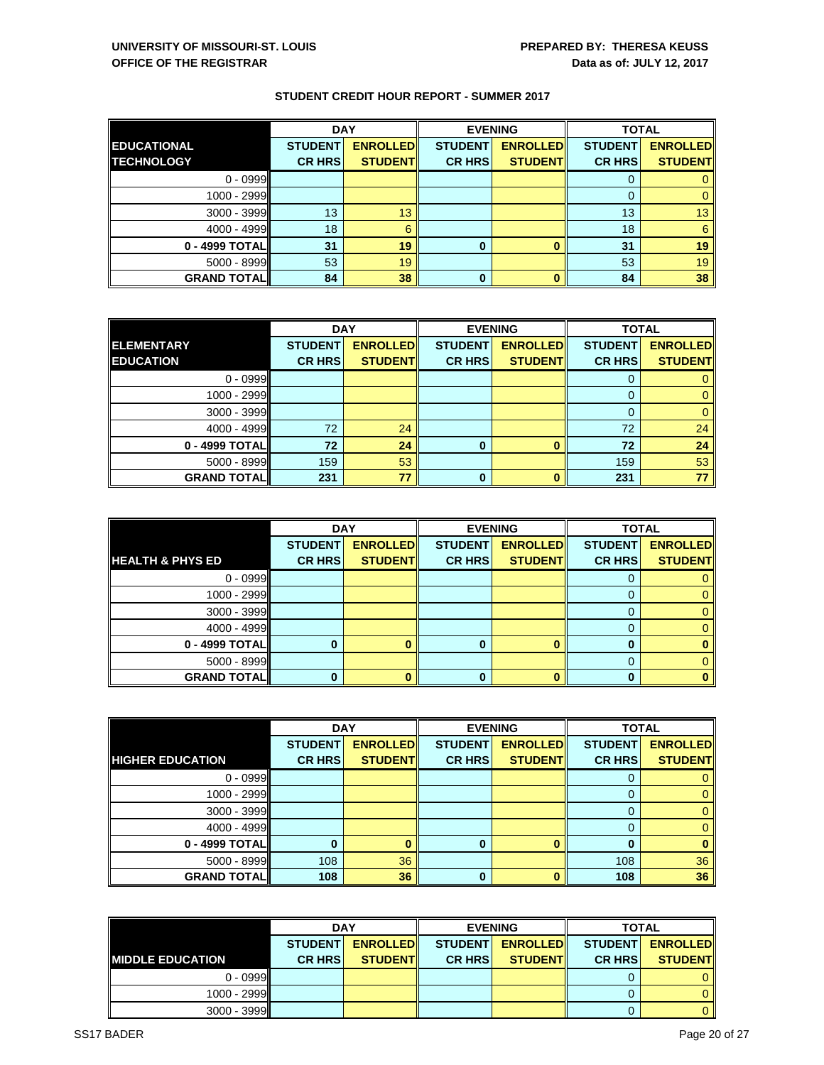**UNIVERSITY OF MISSOURI-ST. LOUIS**
**OFFICE OF THE REGISTRAR**

**PREPARED BY: THERESA KEUSS**
**Data as of: JULY 12, 2017**

## STUDENT CREDIT HOUR REPORT - SUMMER 2017

| EDUCATIONAL TECHNOLOGY | DAY | | EVENING | | TOTAL | |
|---|---|---|---|---|---|---|
| | STUDENT CR HRS | ENROLLED STUDENT | STUDENT CR HRS | ENROLLED STUDENT | STUDENT CR HRS | ENROLLED STUDENT |
| 0 - 0999 | | | | | 0 | 0 |
| 1000 - 2999 | | | | | 0 | 0 |
| 3000 - 3999 | 13 | 13 | | | 13 | 13 |
| 4000 - 4999 | 18 | 6 | | | 18 | 6 |
| **0 - 4999 TOTAL** | **31** | **19** | **0** | **0** | **31** | **19** |
| 5000 - 8999 | 53 | 19 | | | 53 | 19 |
| **GRAND TOTAL** | **84** | **38** | **0** | **0** | **84** | **38** |

| ELEMENTARY EDUCATION | DAY | | EVENING | | TOTAL | |
|---|---|---|---|---|---|---|
| | STUDENT CR HRS | ENROLLED STUDENT | STUDENT CR HRS | ENROLLED STUDENT | STUDENT CR HRS | ENROLLED STUDENT |
| 0 - 0999 | | | | | 0 | 0 |
| 1000 - 2999 | | | | | 0 | 0 |
| 3000 - 3999 | | | | | 0 | 0 |
| 4000 - 4999 | 72 | 24 | | | 72 | 24 |
| **0 - 4999 TOTAL** | **72** | **24** | **0** | **0** | **72** | **24** |
| 5000 - 8999 | 159 | 53 | | | 159 | 53 |
| **GRAND TOTAL** | **231** | **77** | **0** | **0** | **231** | **77** |

| HEALTH & PHYS ED | DAY | | EVENING | | TOTAL | |
|---|---|---|---|---|---|---|
| | STUDENT CR HRS | ENROLLED STUDENT | STUDENT CR HRS | ENROLLED STUDENT | STUDENT CR HRS | ENROLLED STUDENT |
| 0 - 0999 | | | | | 0 | 0 |
| 1000 - 2999 | | | | | 0 | 0 |
| 3000 - 3999 | | | | | 0 | 0 |
| 4000 - 4999 | | | | | 0 | 0 |
| **0 - 4999 TOTAL** | **0** | **0** | **0** | **0** | **0** | **0** |
| 5000 - 8999 | | | | | 0 | 0 |
| **GRAND TOTAL** | **0** | **0** | **0** | **0** | **0** | **0** |

| HIGHER EDUCATION | DAY | | EVENING | | TOTAL | |
|---|---|---|---|---|---|---|
| | STUDENT CR HRS | ENROLLED STUDENT | STUDENT CR HRS | ENROLLED STUDENT | STUDENT CR HRS | ENROLLED STUDENT |
| 0 - 0999 | | | | | 0 | 0 |
| 1000 - 2999 | | | | | 0 | 0 |
| 3000 - 3999 | | | | | 0 | 0 |
| 4000 - 4999 | | | | | 0 | 0 |
| **0 - 4999 TOTAL** | **0** | **0** | **0** | **0** | **0** | **0** |
| 5000 - 8999 | 108 | 36 | | | 108 | 36 |
| **GRAND TOTAL** | **108** | **36** | **0** | **0** | **108** | **36** |

| MIDDLE EDUCATION | DAY | | EVENING | | TOTAL | |
|---|---|---|---|---|---|---|
| | STUDENT CR HRS | ENROLLED STUDENT | STUDENT CR HRS | ENROLLED STUDENT | STUDENT CR HRS | ENROLLED STUDENT |
| 0 - 0999 | | | | | 0 | 0 |
| 1000 - 2999 | | | | | 0 | 0 |
| 3000 - 3999 | | | | | 0 | 0 |

SS17 BADER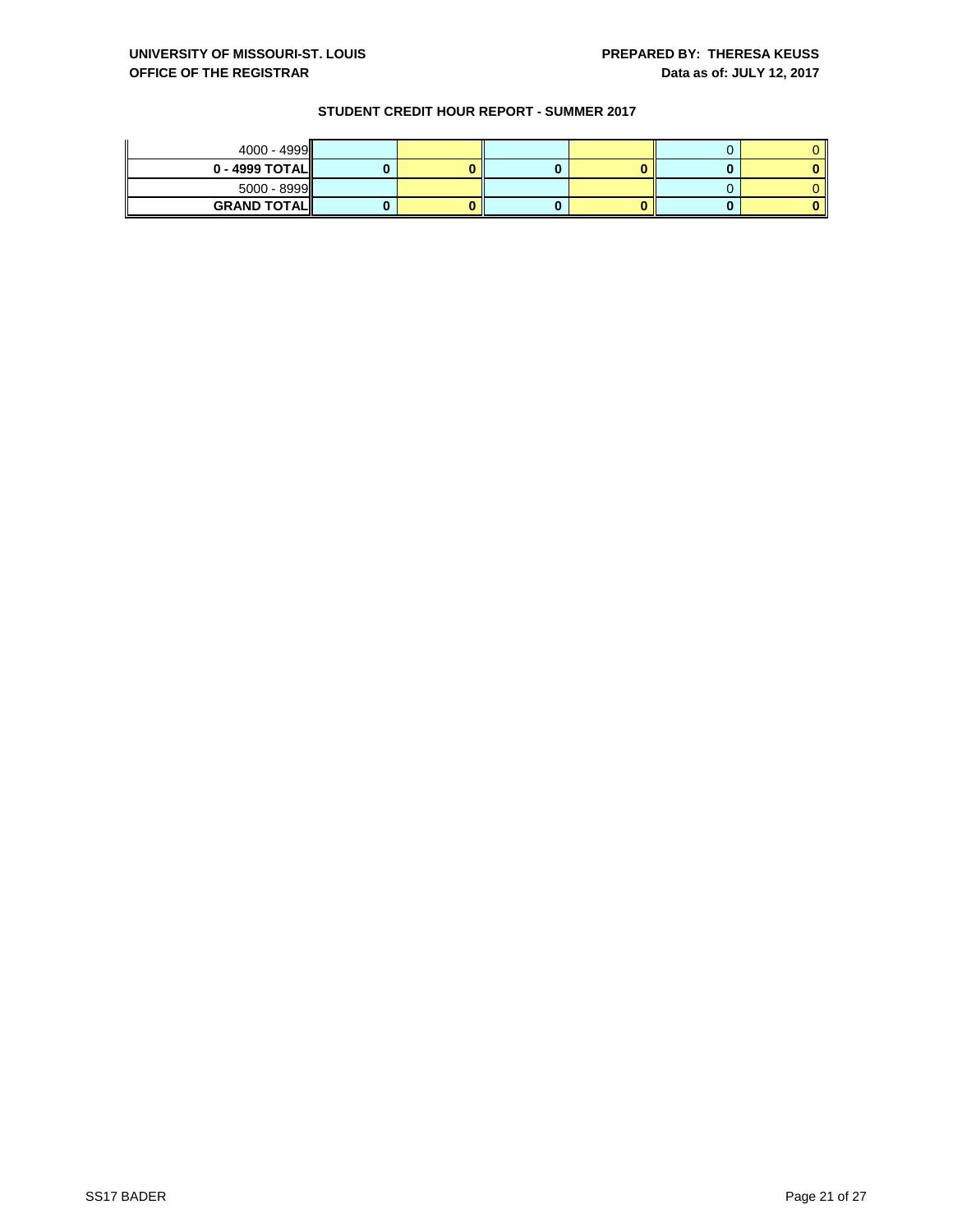## STUDENT CREDIT HOUR REPORT - SUMMER 2017

| | | | | | | |
|---|---|---|---|---|---|---|
| 4000 - 4999 | | | | | 0 | 0 |
| **0 - 4999 TOTAL** | **0** | **0** | **0** | **0** | **0** | **0** |
| 5000 - 8999 | | | | | 0 | 0 |
| **GRAND TOTAL** | **0** | **0** | **0** | **0** | **0** | **0** |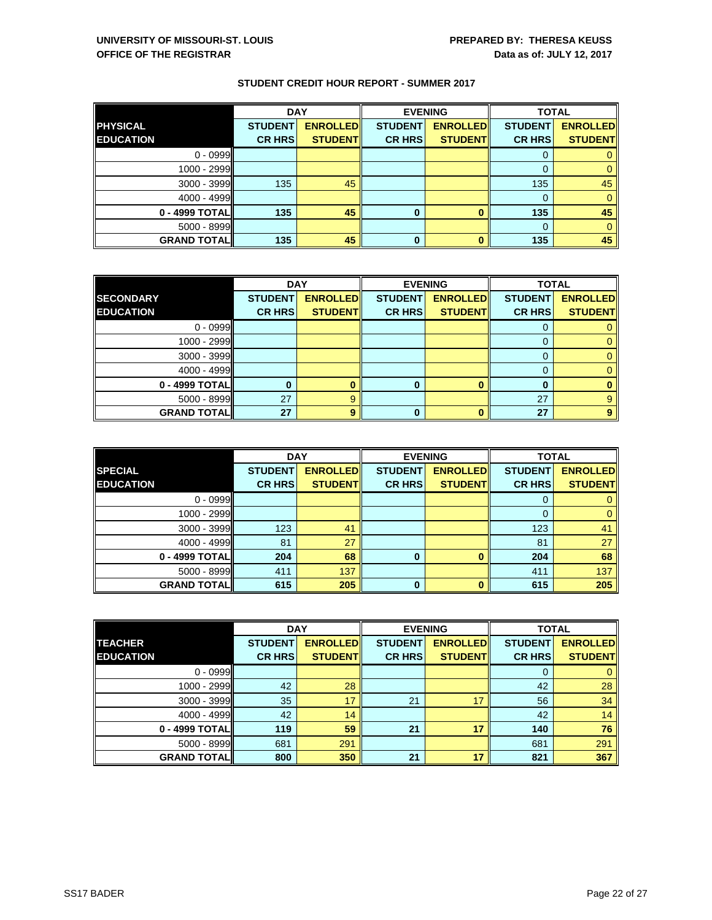**UNIVERSITY OF MISSOURI-ST. LOUIS**
**OFFICE OF THE REGISTRAR**

**PREPARED BY: THERESA KEUSS**
**Data as of: JULY 12, 2017**

## STUDENT CREDIT HOUR REPORT - SUMMER 2017

| | DAY | | EVENING | | TOTAL | |
|---|---|---|---|---|---|---|
| **PHYSICAL EDUCATION** | **STUDENT CR HRS** | **ENROLLED STUDENT** | **STUDENT CR HRS** | **ENROLLED STUDENT** | **STUDENT CR HRS** | **ENROLLED STUDENT** |
| 0 - 0999 | | | | | 0 | 0 |
| 1000 - 2999 | | | | | 0 | 0 |
| 3000 - 3999 | 135 | 45 | | | 135 | 45 |
| 4000 - 4999 | | | | | 0 | 0 |
| **0 - 4999 TOTAL** | **135** | **45** | **0** | **0** | **135** | **45** |
| 5000 - 8999 | | | | | 0 | 0 |
| **GRAND TOTAL** | **135** | **45** | **0** | **0** | **135** | **45** |

| | DAY | | EVENING | | TOTAL | |
|---|---|---|---|---|---|---|
| **SECONDARY EDUCATION** | **STUDENT CR HRS** | **ENROLLED STUDENT** | **STUDENT CR HRS** | **ENROLLED STUDENT** | **STUDENT CR HRS** | **ENROLLED STUDENT** |
| 0 - 0999 | | | | | 0 | 0 |
| 1000 - 2999 | | | | | 0 | 0 |
| 3000 - 3999 | | | | | 0 | 0 |
| 4000 - 4999 | | | | | 0 | 0 |
| **0 - 4999 TOTAL** | **0** | **0** | **0** | **0** | **0** | **0** |
| 5000 - 8999 | 27 | 9 | | | 27 | 9 |
| **GRAND TOTAL** | **27** | **9** | **0** | **0** | **27** | **9** |

| | DAY | | EVENING | | TOTAL | |
|---|---|---|---|---|---|---|
| **SPECIAL EDUCATION** | **STUDENT CR HRS** | **ENROLLED STUDENT** | **STUDENT CR HRS** | **ENROLLED STUDENT** | **STUDENT CR HRS** | **ENROLLED STUDENT** |
| 0 - 0999 | | | | | 0 | 0 |
| 1000 - 2999 | | | | | 0 | 0 |
| 3000 - 3999 | 123 | 41 | | | 123 | 41 |
| 4000 - 4999 | 81 | 27 | | | 81 | 27 |
| **0 - 4999 TOTAL** | **204** | **68** | **0** | **0** | **204** | **68** |
| 5000 - 8999 | 411 | 137 | | | 411 | 137 |
| **GRAND TOTAL** | **615** | **205** | **0** | **0** | **615** | **205** |

| | DAY | | EVENING | | TOTAL | |
|---|---|---|---|---|---|---|
| **TEACHER EDUCATION** | **STUDENT CR HRS** | **ENROLLED STUDENT** | **STUDENT CR HRS** | **ENROLLED STUDENT** | **STUDENT CR HRS** | **ENROLLED STUDENT** |
| 0 - 0999 | | | | | 0 | 0 |
| 1000 - 2999 | 42 | 28 | | | 42 | 28 |
| 3000 - 3999 | 35 | 17 | 21 | 17 | 56 | 34 |
| 4000 - 4999 | 42 | 14 | | | 42 | 14 |
| **0 - 4999 TOTAL** | **119** | **59** | **21** | **17** | **140** | **76** |
| 5000 - 8999 | 681 | 291 | | | 681 | 291 |
| **GRAND TOTAL** | **800** | **350** | **21** | **17** | **821** | **367** |

SS17 BADER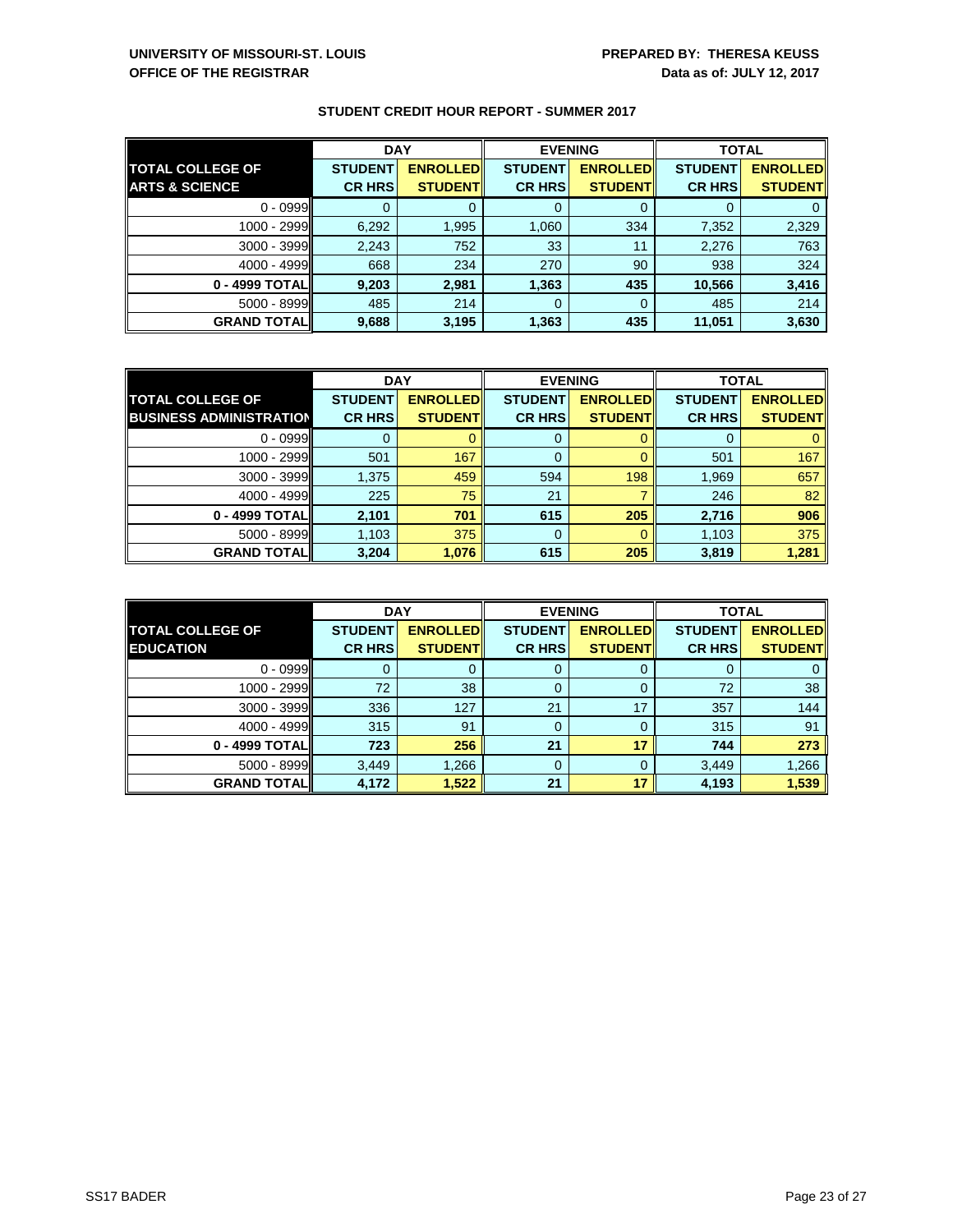UNIVERSITY OF MISSOURI-ST. LOUIS
OFFICE OF THE REGISTRAR

PREPARED BY: THERESA KEUSS
Data as of: JULY 12, 2017

## STUDENT CREDIT HOUR REPORT - SUMMER 2017

| TOTAL COLLEGE OF ARTS & SCIENCE | DAY | | EVENING | | TOTAL | |
|---|---|---|---|---|---|---|
| | STUDENT CR HRS | ENROLLED STUDENT | STUDENT CR HRS | ENROLLED STUDENT | STUDENT CR HRS | ENROLLED STUDENT |
| 0 - 0999 | 0 | 0 | 0 | 0 | 0 | 0 |
| 1000 - 2999 | 6,292 | 1,995 | 1,060 | 334 | 7,352 | 2,329 |
| 3000 - 3999 | 2,243 | 752 | 33 | 11 | 2,276 | 763 |
| 4000 - 4999 | 668 | 234 | 270 | 90 | 938 | 324 |
| **0 - 4999 TOTAL** | **9,203** | **2,981** | **1,363** | **435** | **10,566** | **3,416** |
| 5000 - 8999 | 485 | 214 | 0 | 0 | 485 | 214 |
| **GRAND TOTAL** | **9,688** | **3,195** | **1,363** | **435** | **11,051** | **3,630** |

| TOTAL COLLEGE OF BUSINESS ADMINISTRATION | DAY | | EVENING | | TOTAL | |
|---|---|---|---|---|---|---|
| | STUDENT CR HRS | ENROLLED STUDENT | STUDENT CR HRS | ENROLLED STUDENT | STUDENT CR HRS | ENROLLED STUDENT |
| 0 - 0999 | 0 | 0 | 0 | 0 | 0 | 0 |
| 1000 - 2999 | 501 | 167 | 0 | 0 | 501 | 167 |
| 3000 - 3999 | 1,375 | 459 | 594 | 198 | 1,969 | 657 |
| 4000 - 4999 | 225 | 75 | 21 | 7 | 246 | 82 |
| **0 - 4999 TOTAL** | **2,101** | **701** | **615** | **205** | **2,716** | **906** |
| 5000 - 8999 | 1,103 | 375 | 0 | 0 | 1,103 | 375 |
| **GRAND TOTAL** | **3,204** | **1,076** | **615** | **205** | **3,819** | **1,281** |

| TOTAL COLLEGE OF EDUCATION | DAY | | EVENING | | TOTAL | |
|---|---|---|---|---|---|---|
| | STUDENT CR HRS | ENROLLED STUDENT | STUDENT CR HRS | ENROLLED STUDENT | STUDENT CR HRS | ENROLLED STUDENT |
| 0 - 0999 | 0 | 0 | 0 | 0 | 0 | 0 |
| 1000 - 2999 | 72 | 38 | 0 | 0 | 72 | 38 |
| 3000 - 3999 | 336 | 127 | 21 | 17 | 357 | 144 |
| 4000 - 4999 | 315 | 91 | 0 | 0 | 315 | 91 |
| **0 - 4999 TOTAL** | **723** | **256** | **21** | **17** | **744** | **273** |
| 5000 - 8999 | 3,449 | 1,266 | 0 | 0 | 3,449 | 1,266 |
| **GRAND TOTAL** | **4,172** | **1,522** | **21** | **17** | **4,193** | **1,539** |

SS17 BADER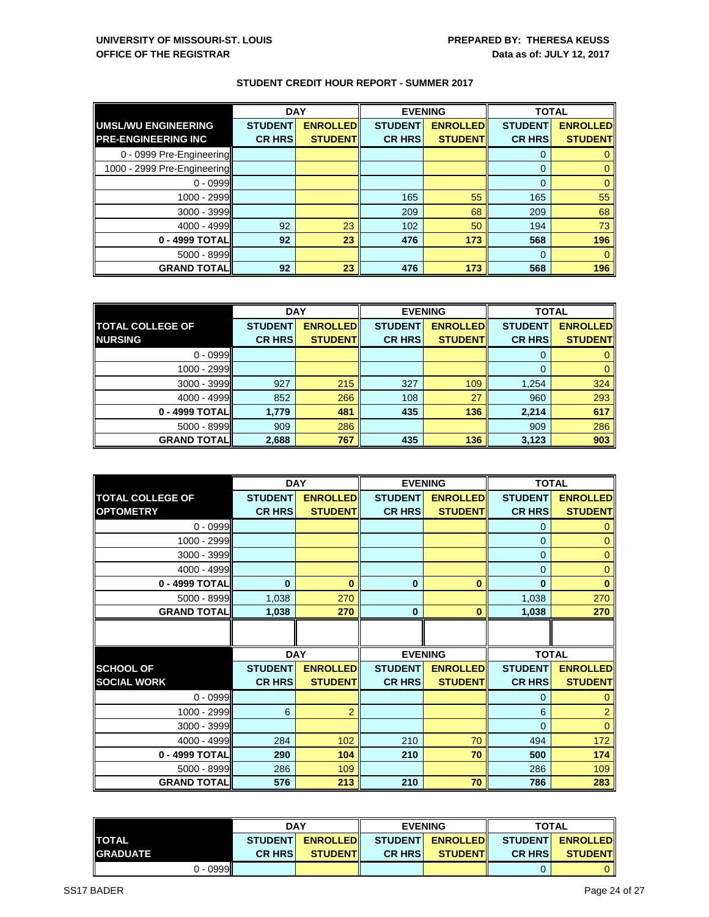**UNIVERSITY OF MISSOURI-ST. LOUIS**
**OFFICE OF THE REGISTRAR**

**PREPARED BY: THERESA KEUSS**
**Data as of: JULY 12, 2017**

## STUDENT CREDIT HOUR REPORT - SUMMER 2017

| UMSL/WU ENGINEERING PRE-ENGINEERING INC | DAY | | EVENING | | TOTAL | |
|---|---|---|---|---|---|---|
| | STUDENT CR HRS | ENROLLED STUDENT | STUDENT CR HRS | ENROLLED STUDENT | STUDENT CR HRS | ENROLLED STUDENT |
| 0 - 0999 Pre-Engineering | | | | | 0 | 0 |
| 1000 - 2999 Pre-Engineering | | | | | 0 | 0 |
| 0 - 0999 | | | | | 0 | 0 |
| 1000 - 2999 | | | 165 | 55 | 165 | 55 |
| 3000 - 3999 | | | 209 | 68 | 209 | 68 |
| 4000 - 4999 | 92 | 23 | 102 | 50 | 194 | 73 |
| **0 - 4999 TOTAL** | **92** | **23** | **476** | **173** | **568** | **196** |
| 5000 - 8999 | | | | | 0 | 0 |
| **GRAND TOTAL** | **92** | **23** | **476** | **173** | **568** | **196** |

| TOTAL COLLEGE OF NURSING | DAY | | EVENING | | TOTAL | |
|---|---|---|---|---|---|---|
| | STUDENT CR HRS | ENROLLED STUDENT | STUDENT CR HRS | ENROLLED STUDENT | STUDENT CR HRS | ENROLLED STUDENT |
| 0 - 0999 | | | | | 0 | 0 |
| 1000 - 2999 | | | | | 0 | 0 |
| 3000 - 3999 | 927 | 215 | 327 | 109 | 1,254 | 324 |
| 4000 - 4999 | 852 | 266 | 108 | 27 | 960 | 293 |
| **0 - 4999 TOTAL** | **1,779** | **481** | **435** | **136** | **2,214** | **617** |
| 5000 - 8999 | 909 | 286 | | | 909 | 286 |
| **GRAND TOTAL** | **2,688** | **767** | **435** | **136** | **3,123** | **903** |

| TOTAL COLLEGE OF OPTOMETRY | DAY | | EVENING | | TOTAL | |
|---|---|---|---|---|---|---|
| | STUDENT CR HRS | ENROLLED STUDENT | STUDENT CR HRS | ENROLLED STUDENT | STUDENT CR HRS | ENROLLED STUDENT |
| 0 - 0999 | | | | | 0 | 0 |
| 1000 - 2999 | | | | | 0 | 0 |
| 3000 - 3999 | | | | | 0 | 0 |
| 4000 - 4999 | | | | | 0 | 0 |
| **0 - 4999 TOTAL** | **0** | **0** | **0** | **0** | **0** | **0** |
| 5000 - 8999 | 1,038 | 270 | | | 1,038 | 270 |
| **GRAND TOTAL** | **1,038** | **270** | **0** | **0** | **1,038** | **270** |

| SCHOOL OF SOCIAL WORK | DAY | | EVENING | | TOTAL | |
|---|---|---|---|---|---|---|
| | STUDENT CR HRS | ENROLLED STUDENT | STUDENT CR HRS | ENROLLED STUDENT | STUDENT CR HRS | ENROLLED STUDENT |
| 0 - 0999 | | | | | 0 | 0 |
| 1000 - 2999 | 6 | 2 | | | 6 | 2 |
| 3000 - 3999 | | | | | 0 | 0 |
| 4000 - 4999 | 284 | 102 | 210 | 70 | 494 | 172 |
| **0 - 4999 TOTAL** | **290** | **104** | **210** | **70** | **500** | **174** |
| 5000 - 8999 | 286 | 109 | | | 286 | 109 |
| **GRAND TOTAL** | **576** | **213** | **210** | **70** | **786** | **283** |

| TOTAL GRADUATE | DAY | | EVENING | | TOTAL | |
|---|---|---|---|---|---|---|
| | STUDENT CR HRS | ENROLLED STUDENT | STUDENT CR HRS | ENROLLED STUDENT | STUDENT CR HRS | ENROLLED STUDENT |
| 0 - 0999 | | | | | 0 | 0 |

SS17 BADER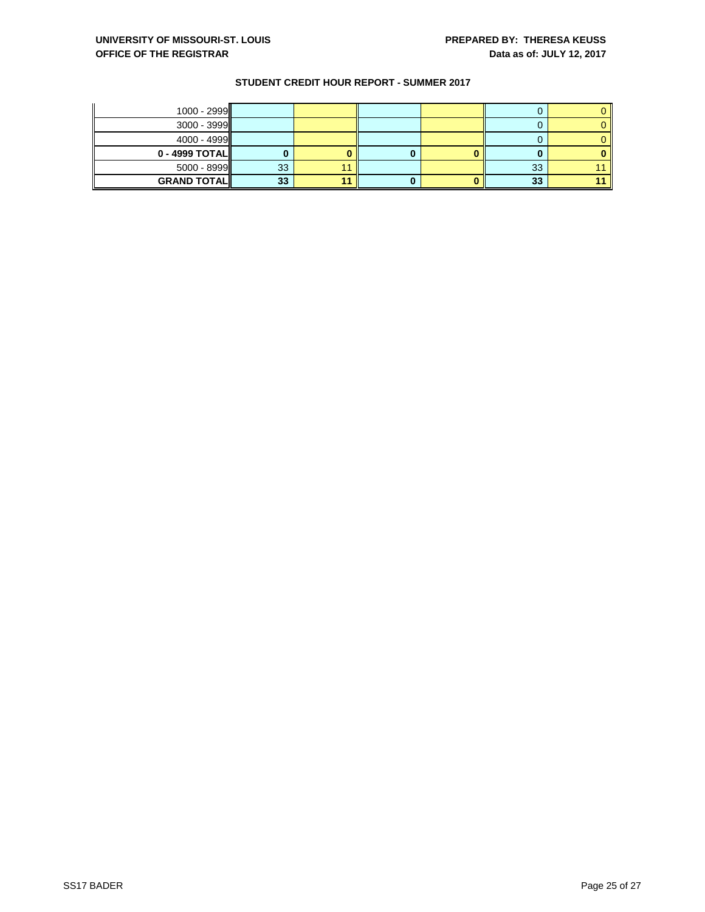UNIVERSITY OF MISSOURI-ST. LOUIS
OFFICE OF THE REGISTRAR

PREPARED BY: THERESA KEUSS
Data as of: JULY 12, 2017

## STUDENT CREDIT HOUR REPORT - SUMMER 2017

| | | | | | | |
|---|---|---|---|---|---|---|
| 1000 - 2999 | | | | | 0 | 0 |
| 3000 - 3999 | | | | | 0 | 0 |
| 4000 - 4999 | | | | | 0 | 0 |
| **0 - 4999 TOTAL** | **0** | **0** | **0** | **0** | **0** | **0** |
| 5000 - 8999 | 33 | 11 | | | 33 | 11 |
| **GRAND TOTAL** | **33** | **11** | **0** | **0** | **33** | **11** |

SS17 BADER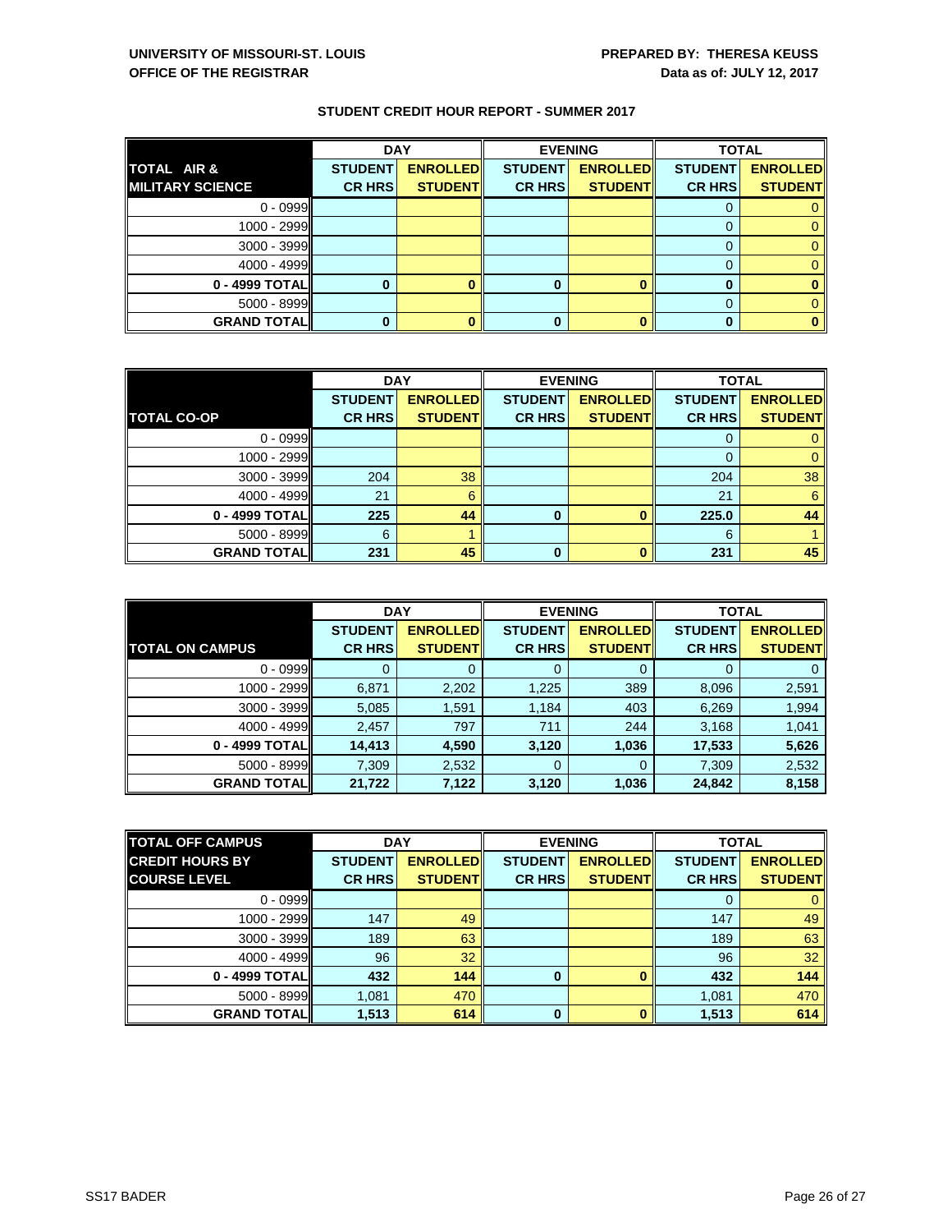UNIVERSITY OF MISSOURI-ST. LOUIS
OFFICE OF THE REGISTRAR

PREPARED BY: THERESA KEUSS
Data as of: JULY 12, 2017

## STUDENT CREDIT HOUR REPORT - SUMMER 2017

| TOTAL AIR & MILITARY SCIENCE | DAY | | EVENING | | TOTAL | |
|---|---|---|---|---|---|---|
| | STUDENT CR HRS | ENROLLED STUDENT | STUDENT CR HRS | ENROLLED STUDENT | STUDENT CR HRS | ENROLLED STUDENT |
| 0 - 0999 | | | | | 0 | 0 |
| 1000 - 2999 | | | | | 0 | 0 |
| 3000 - 3999 | | | | | 0 | 0 |
| 4000 - 4999 | | | | | 0 | 0 |
| **0 - 4999 TOTAL** | **0** | **0** | **0** | **0** | **0** | **0** |
| 5000 - 8999 | | | | | 0 | 0 |
| **GRAND TOTAL** | **0** | **0** | **0** | **0** | **0** | **0** |

| TOTAL CO-OP | DAY | | EVENING | | TOTAL | |
|---|---|---|---|---|---|---|
| | STUDENT CR HRS | ENROLLED STUDENT | STUDENT CR HRS | ENROLLED STUDENT | STUDENT CR HRS | ENROLLED STUDENT |
| 0 - 0999 | | | | | 0 | 0 |
| 1000 - 2999 | | | | | 0 | 0 |
| 3000 - 3999 | 204 | 38 | | | 204 | 38 |
| 4000 - 4999 | 21 | 6 | | | 21 | 6 |
| **0 - 4999 TOTAL** | **225** | **44** | **0** | **0** | **225.0** | **44** |
| 5000 - 8999 | 6 | 1 | | | 6 | 1 |
| **GRAND TOTAL** | **231** | **45** | **0** | **0** | **231** | **45** |

| TOTAL ON CAMPUS | DAY | | EVENING | | TOTAL | |
|---|---|---|---|---|---|---|
| | STUDENT CR HRS | ENROLLED STUDENT | STUDENT CR HRS | ENROLLED STUDENT | STUDENT CR HRS | ENROLLED STUDENT |
| 0 - 0999 | 0 | 0 | 0 | 0 | 0 | 0 |
| 1000 - 2999 | 6,871 | 2,202 | 1,225 | 389 | 8,096 | 2,591 |
| 3000 - 3999 | 5,085 | 1,591 | 1,184 | 403 | 6,269 | 1,994 |
| 4000 - 4999 | 2,457 | 797 | 711 | 244 | 3,168 | 1,041 |
| **0 - 4999 TOTAL** | **14,413** | **4,590** | **3,120** | **1,036** | **17,533** | **5,626** |
| 5000 - 8999 | 7,309 | 2,532 | 0 | 0 | 7,309 | 2,532 |
| **GRAND TOTAL** | **21,722** | **7,122** | **3,120** | **1,036** | **24,842** | **8,158** |

| TOTAL OFF CAMPUS CREDIT HOURS BY COURSE LEVEL | DAY | | EVENING | | TOTAL | |
|---|---|---|---|---|---|---|
| | STUDENT CR HRS | ENROLLED STUDENT | STUDENT CR HRS | ENROLLED STUDENT | STUDENT CR HRS | ENROLLED STUDENT |
| 0 - 0999 | | | | | 0 | 0 |
| 1000 - 2999 | 147 | 49 | | | 147 | 49 |
| 3000 - 3999 | 189 | 63 | | | 189 | 63 |
| 4000 - 4999 | 96 | 32 | | | 96 | 32 |
| **0 - 4999 TOTAL** | **432** | **144** | **0** | **0** | **432** | **144** |
| 5000 - 8999 | 1,081 | 470 | | | 1,081 | 470 |
| **GRAND TOTAL** | **1,513** | **614** | **0** | **0** | **1,513** | **614** |

SS17 BADER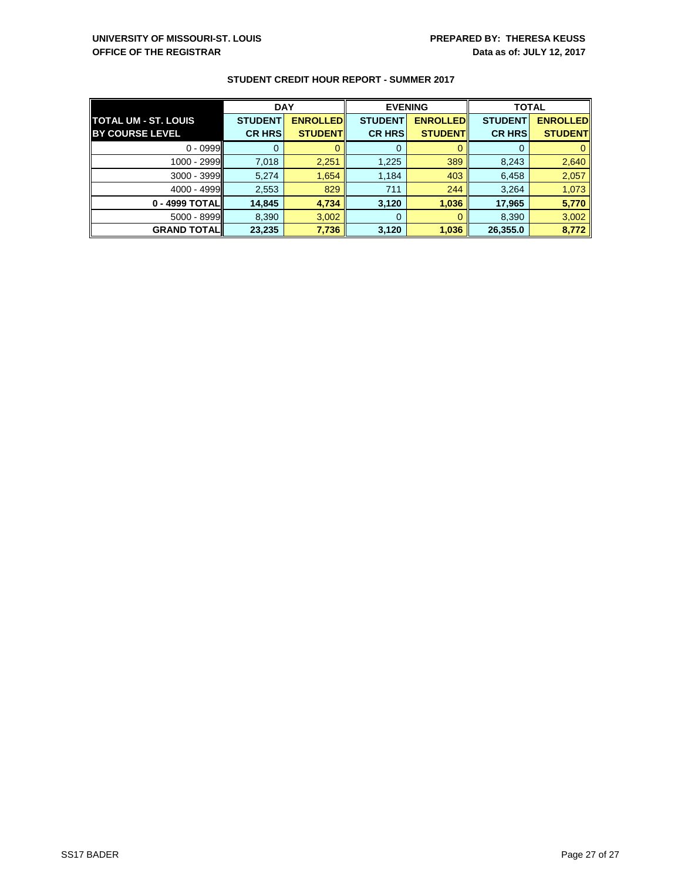**UNIVERSITY OF MISSOURI-ST. LOUIS**
**OFFICE OF THE REGISTRAR**

**PREPARED BY: THERESA KEUSS**
**Data as of: JULY 12, 2017**

## STUDENT CREDIT HOUR REPORT - SUMMER 2017

| | DAY | | EVENING | | TOTAL | |
|---|---|---|---|---|---|---|
| **TOTAL UM - ST. LOUIS BY COURSE LEVEL** | **STUDENT CR HRS** | **ENROLLED STUDENT** | **STUDENT CR HRS** | **ENROLLED STUDENT** | **STUDENT CR HRS** | **ENROLLED STUDENT** |
| 0 - 0999 | 0 | 0 | 0 | 0 | 0 | 0 |
| 1000 - 2999 | 7,018 | 2,251 | 1,225 | 389 | 8,243 | 2,640 |
| 3000 - 3999 | 5,274 | 1,654 | 1,184 | 403 | 6,458 | 2,057 |
| 4000 - 4999 | 2,553 | 829 | 711 | 244 | 3,264 | 1,073 |
| **0 - 4999 TOTAL** | **14,845** | **4,734** | **3,120** | **1,036** | **17,965** | **5,770** |
| 5000 - 8999 | 8,390 | 3,002 | 0 | 0 | 8,390 | 3,002 |
| **GRAND TOTAL** | **23,235** | **7,736** | **3,120** | **1,036** | **26,355.0** | **8,772** |

SS17 BADER